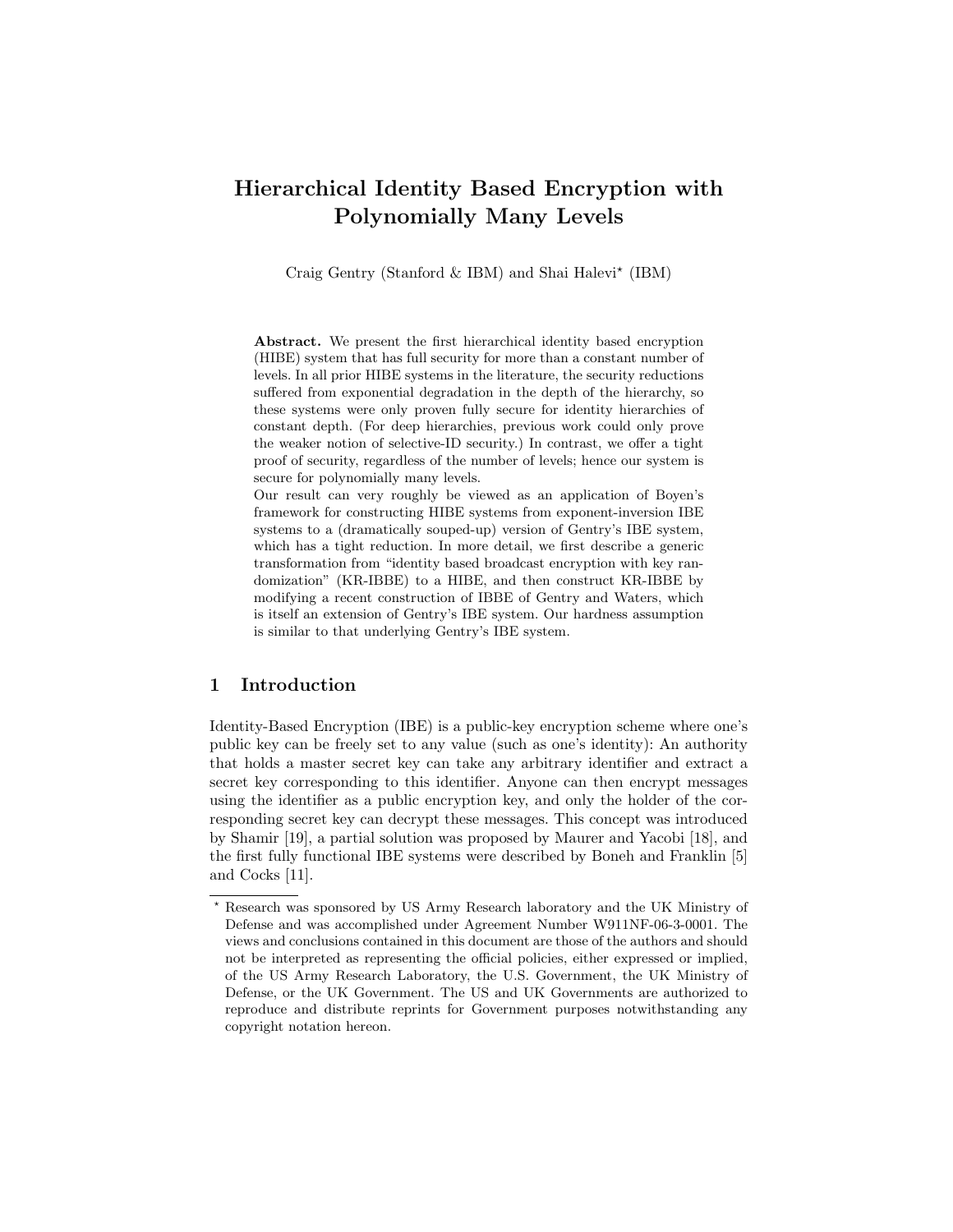# Hierarchical Identity Based Encryption with Polynomially Many Levels

Craig Gentry (Stanford & IBM) and Shai Halevi* (IBM)

**Abstract.** We present the first hierarchical identity based encryption (HIBE) system that has full security for more than a constant number of levels. In all prior HIBE systems in the literature, the security reductions suffered from exponential degradation in the depth of the hierarchy, so these systems were only proven fully secure for identity hierarchies of constant depth. (For deep hierarchies, previous work could only prove the weaker notion of selective-ID security.) In contrast, we offer a tight proof of security, regardless of the number of levels; hence our system is secure for polynomially many levels.

Our result can very roughly be viewed as an application of Boyen's framework for constructing HIBE systems from exponent-inversion IBE systems to a (dramatically souped-up) version of Gentry's IBE system, which has a tight reduction. In more detail, we first describe a generic transformation from "identity based broadcast encryption with key randomization" (KR-IBBE) to a HIBE, and then construct KR-IBBE by modifying a recent construction of IBBE of Gentry and Waters, which is itself an extension of Gentry's IBE system. Our hardness assumption is similar to that underlying Gentry's IBE system.

## 1 Introduction

Identity-Based Encryption (IBE) is a public-key encryption scheme where one's public key can be freely set to any value (such as one's identity): An authority that holds a master secret key can take any arbitrary identifier and extract a secret key corresponding to this identifier. Anyone can then encrypt messages using the identifier as a public encryption key, and only the holder of the corresponding secret key can decrypt these messages. This concept was introduced by Shamir [19], a partial solution was proposed by Maurer and Yacobi [18], and the first fully functional IBE systems were described by Boneh and Franklin [5] and Cocks [11].

* Research was sponsored by US Army Research laboratory and the UK Ministry of Defense and was accomplished under Agreement Number W911NF-06-3-0001. The views and conclusions contained in this document are those of the authors and should not be interpreted as representing the official policies, either expressed or implied, of the US Army Research Laboratory, the U.S. Government, the UK Ministry of Defense, or the UK Government. The US and UK Governments are authorized to reproduce and distribute reprints for Government purposes notwithstanding any copyright notation hereon.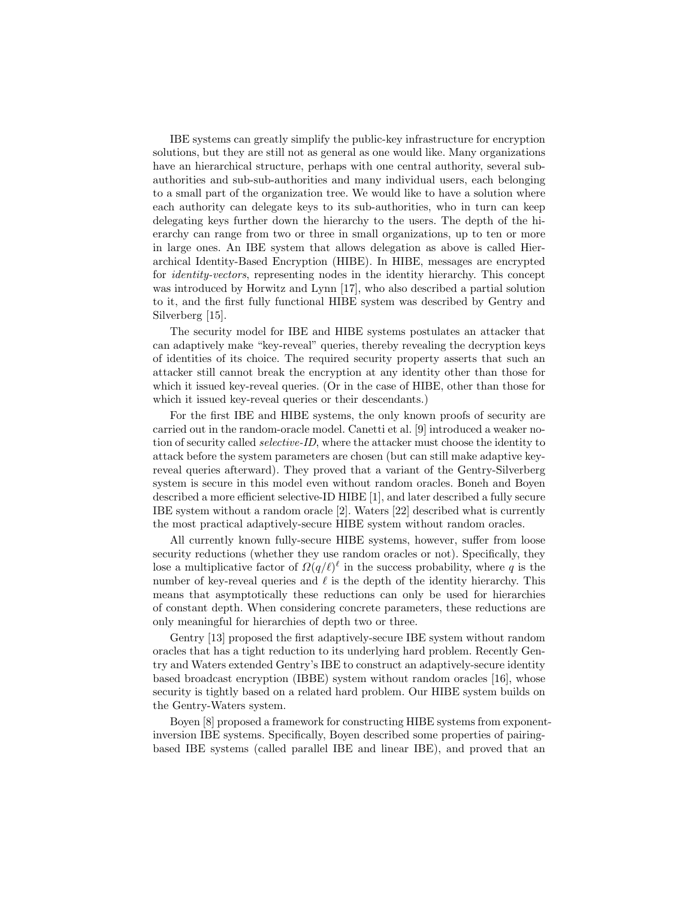IBE systems can greatly simplify the public-key infrastructure for encryption solutions, but they are still not as general as one would like. Many organizations have an hierarchical structure, perhaps with one central authority, several sub-authorities and sub-sub-authorities and many individual users, each belonging to a small part of the organization tree. We would like to have a solution where each authority can delegate keys to its sub-authorities, who in turn can keep delegating keys further down the hierarchy to the users. The depth of the hierarchy can range from two or three in small organizations, up to ten or more in large ones. An IBE system that allows delegation as above is called Hierarchical Identity-Based Encryption (HIBE). In HIBE, messages are encrypted for *identity-vectors*, representing nodes in the identity hierarchy. This concept was introduced by Horwitz and Lynn [17], who also described a partial solution to it, and the first fully functional HIBE system was described by Gentry and Silverberg [15].

The security model for IBE and HIBE systems postulates an attacker that can adaptively make "key-reveal" queries, thereby revealing the decryption keys of identities of its choice. The required security property asserts that such an attacker still cannot break the encryption at any identity other than those for which it issued key-reveal queries. (Or in the case of HIBE, other than those for which it issued key-reveal queries or their descendants.)

For the first IBE and HIBE systems, the only known proofs of security are carried out in the random-oracle model. Canetti et al. [9] introduced a weaker notion of security called *selective-ID*, where the attacker must choose the identity to attack before the system parameters are chosen (but can still make adaptive key-reveal queries afterward). They proved that a variant of the Gentry-Silverberg system is secure in this model even without random oracles. Boneh and Boyen described a more efficient selective-ID HIBE [1], and later described a fully secure IBE system without a random oracle [2]. Waters [22] described what is currently the most practical adaptively-secure HIBE system without random oracles.

All currently known fully-secure HIBE systems, however, suffer from loose security reductions (whether they use random oracles or not). Specifically, they lose a multiplicative factor of $\Omega(q/\ell)^\ell$ in the success probability, where $q$ is the number of key-reveal queries and $\ell$ is the depth of the identity hierarchy. This means that asymptotically these reductions can only be used for hierarchies of constant depth. When considering concrete parameters, these reductions are only meaningful for hierarchies of depth two or three.

Gentry [13] proposed the first adaptively-secure IBE system without random oracles that has a tight reduction to its underlying hard problem. Recently Gentry and Waters extended Gentry's IBE to construct an adaptively-secure identity based broadcast encryption (IBBE) system without random oracles [16], whose security is tightly based on a related hard problem. Our HIBE system builds on the Gentry-Waters system.

Boyen [8] proposed a framework for constructing HIBE systems from exponent-inversion IBE systems. Specifically, Boyen described some properties of pairing-based IBE systems (called parallel IBE and linear IBE), and proved that an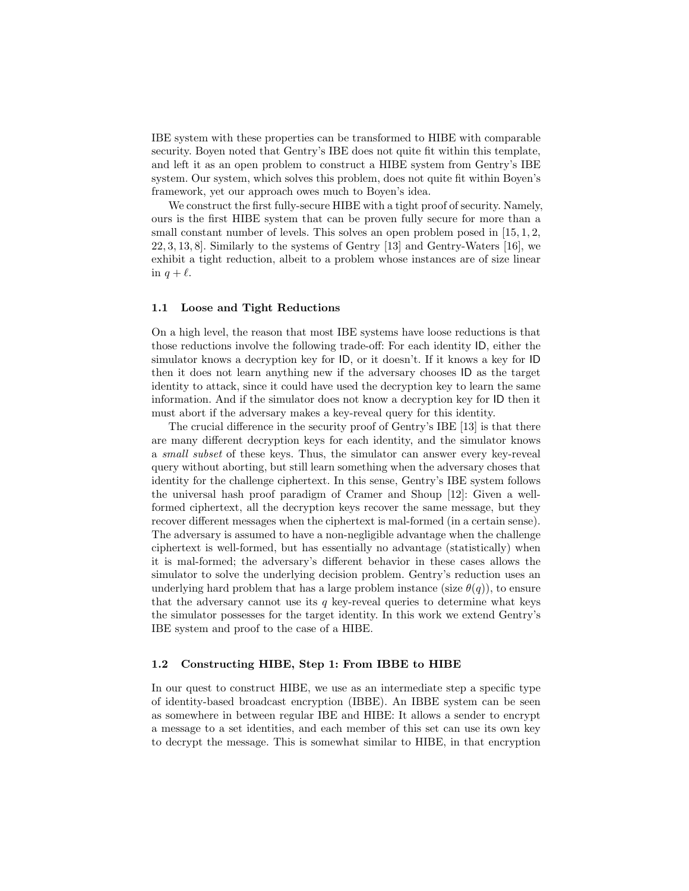IBE system with these properties can be transformed to HIBE with comparable security. Boyen noted that Gentry's IBE does not quite fit within this template, and left it as an open problem to construct a HIBE system from Gentry's IBE system. Our system, which solves this problem, does not quite fit within Boyen's framework, yet our approach owes much to Boyen's idea.

We construct the first fully-secure HIBE with a tight proof of security. Namely, ours is the first HIBE system that can be proven fully secure for more than a small constant number of levels. This solves an open problem posed in [15, 1, 2, 22, 3, 13, 8]. Similarly to the systems of Gentry [13] and Gentry-Waters [16], we exhibit a tight reduction, albeit to a problem whose instances are of size linear in $q + \ell$.

### 1.1 Loose and Tight Reductions

On a high level, the reason that most IBE systems have loose reductions is that those reductions involve the following trade-off: For each identity ID, either the simulator knows a decryption key for ID, or it doesn't. If it knows a key for ID then it does not learn anything new if the adversary chooses ID as the target identity to attack, since it could have used the decryption key to learn the same information. And if the simulator does not know a decryption key for ID then it must abort if the adversary makes a key-reveal query for this identity.

The crucial difference in the security proof of Gentry's IBE [13] is that there are many different decryption keys for each identity, and the simulator knows a *small subset* of these keys. Thus, the simulator can answer every key-reveal query without aborting, but still learn something when the adversary choses that identity for the challenge ciphertext. In this sense, Gentry's IBE system follows the universal hash proof paradigm of Cramer and Shoup [12]: Given a well-formed ciphertext, all the decryption keys recover the same message, but they recover different messages when the ciphertext is mal-formed (in a certain sense). The adversary is assumed to have a non-negligible advantage when the challenge ciphertext is well-formed, but has essentially no advantage (statistically) when it is mal-formed; the adversary's different behavior in these cases allows the simulator to solve the underlying decision problem. Gentry's reduction uses an underlying hard problem that has a large problem instance (size $\theta(q)$), to ensure that the adversary cannot use its $q$ key-reveal queries to determine what keys the simulator possesses for the target identity. In this work we extend Gentry's IBE system and proof to the case of a HIBE.

### 1.2 Constructing HIBE, Step 1: From IBBE to HIBE

In our quest to construct HIBE, we use as an intermediate step a specific type of identity-based broadcast encryption (IBBE). An IBBE system can be seen as somewhere in between regular IBE and HIBE: It allows a sender to encrypt a message to a set identities, and each member of this set can use its own key to decrypt the message. This is somewhat similar to HIBE, in that encryption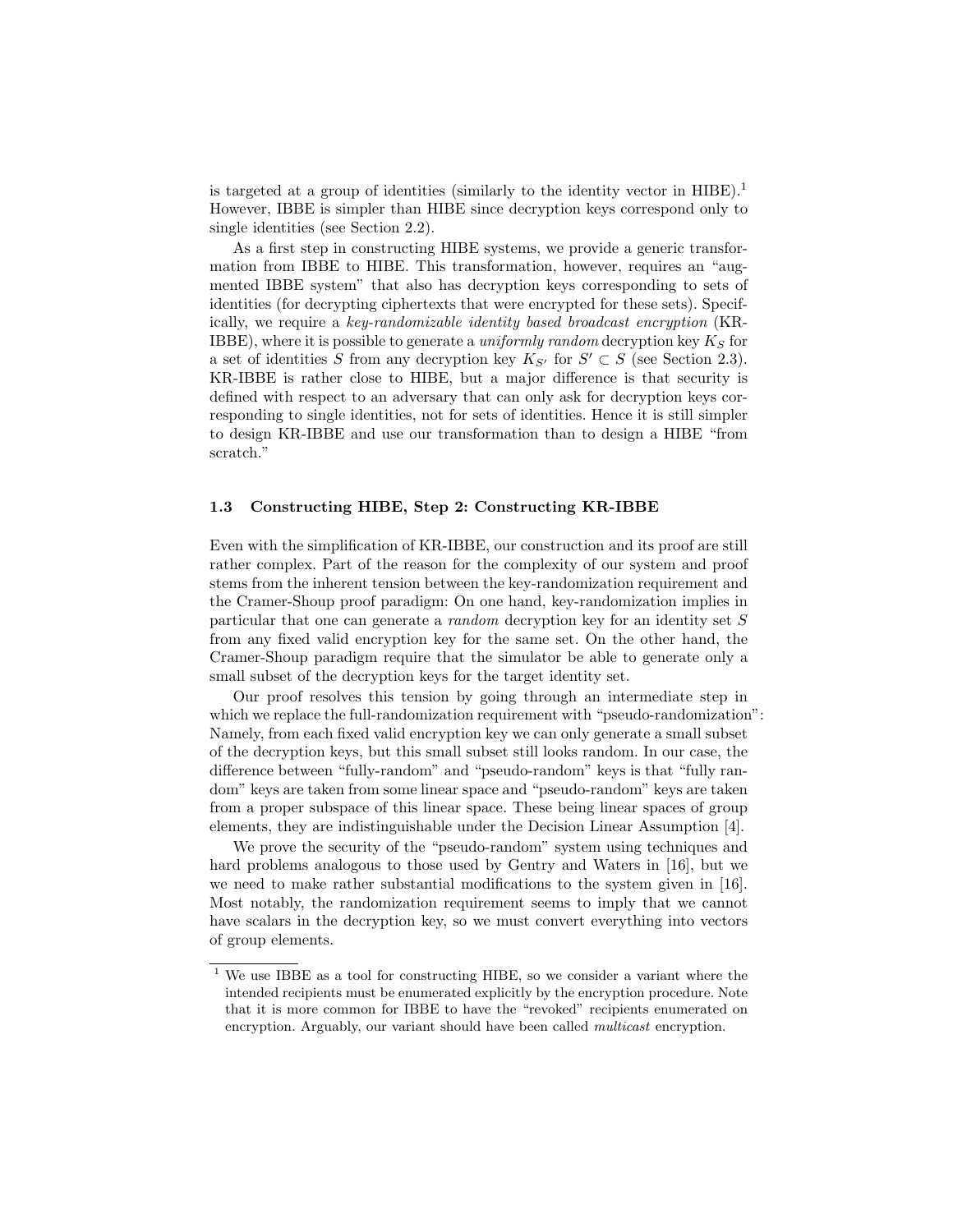is targeted at a group of identities (similarly to the identity vector in HIBE).[1] However, IBBE is simpler than HIBE since decryption keys correspond only to single identities (see Section 2.2).

As a first step in constructing HIBE systems, we provide a generic transformation from IBBE to HIBE. This transformation, however, requires an "augmented IBBE system" that also has decryption keys corresponding to sets of identities (for decrypting ciphertexts that were encrypted for these sets). Specifically, we require a *key-randomizable identity based broadcast encryption* (KR-IBBE), where it is possible to generate a *uniformly random* decryption key $K_S$ for a set of identities $S$ from any decryption key $K_{S'}$ for $S' \subset S$ (see Section 2.3). KR-IBBE is rather close to HIBE, but a major difference is that security is defined with respect to an adversary that can only ask for decryption keys corresponding to single identities, not for sets of identities. Hence it is still simpler to design KR-IBBE and use our transformation than to design a HIBE "from scratch."

### 1.3 Constructing HIBE, Step 2: Constructing KR-IBBE

Even with the simplification of KR-IBBE, our construction and its proof are still rather complex. Part of the reason for the complexity of our system and proof stems from the inherent tension between the key-randomization requirement and the Cramer-Shoup proof paradigm: On one hand, key-randomization implies in particular that one can generate a *random* decryption key for an identity set $S$ from any fixed valid encryption key for the same set. On the other hand, the Cramer-Shoup paradigm require that the simulator be able to generate only a small subset of the decryption keys for the target identity set.

Our proof resolves this tension by going through an intermediate step in which we replace the full-randomization requirement with "pseudo-randomization": Namely, from each fixed valid encryption key we can only generate a small subset of the decryption keys, but this small subset still looks random. In our case, the difference between "fully-random" and "pseudo-random" keys is that "fully random" keys are taken from some linear space and "pseudo-random" keys are taken from a proper subspace of this linear space. These being linear spaces of group elements, they are indistinguishable under the Decision Linear Assumption [4].

We prove the security of the "pseudo-random" system using techniques and hard problems analogous to those used by Gentry and Waters in [16], but we we need to make rather substantial modifications to the system given in [16]. Most notably, the randomization requirement seems to imply that we cannot have scalars in the decryption key, so we must convert everything into vectors of group elements.

[1] We use IBBE as a tool for constructing HIBE, so we consider a variant where the intended recipients must be enumerated explicitly by the encryption procedure. Note that it is more common for IBBE to have the "revoked" recipients enumerated on encryption. Arguably, our variant should have been called *multicast* encryption.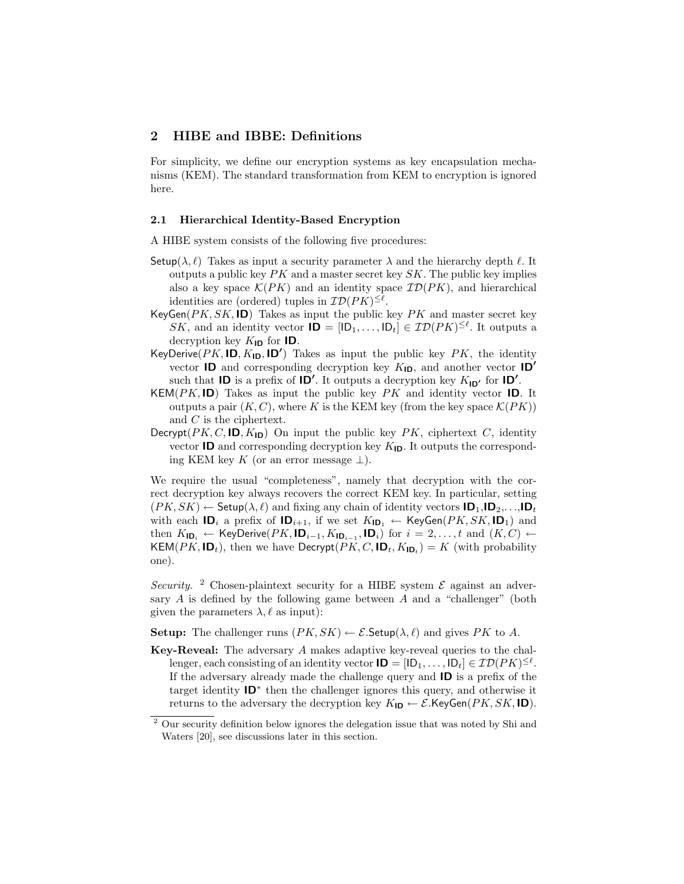## 2 HIBE and IBBE: Definitions

For simplicity, we define our encryption systems as key encapsulation mechanisms (KEM). The standard transformation from KEM to encryption is ignored here.

### 2.1 Hierarchical Identity-Based Encryption

A HIBE system consists of the following five procedures:

$\mathsf{Setup}(\lambda, \ell)$ Takes as input a security parameter $\lambda$ and the hierarchy depth $\ell$. It outputs a public key $PK$ and a master secret key $SK$. The public key implies also a key space $\mathcal{K}(PK)$ and an identity space $\mathcal{ID}(PK)$, and hierarchical identities are (ordered) tuples in $\mathcal{ID}(PK)^{\leq \ell}$.

$\mathsf{KeyGen}(PK, SK, \mathbf{ID})$ Takes as input the public key $PK$ and master secret key $SK$, and an identity vector $\mathbf{ID} = [\mathsf{ID}_1, \ldots, \mathsf{ID}_t] \in \mathcal{ID}(PK)^{\leq \ell}$. It outputs a decryption key $K_{\mathbf{ID}}$ for $\mathbf{ID}$.

$\mathsf{KeyDerive}(PK, \mathbf{ID}, K_{\mathbf{ID}}, \mathbf{ID'})$ Takes as input the public key $PK$, the identity vector $\mathbf{ID}$ and corresponding decryption key $K_{\mathbf{ID}}$, and another vector $\mathbf{ID'}$ such that $\mathbf{ID}$ is a prefix of $\mathbf{ID'}$. It outputs a decryption key $K_{\mathbf{ID'}}$ for $\mathbf{ID'}$.

$\mathsf{KEM}(PK, \mathbf{ID})$ Takes as input the public key $PK$ and identity vector $\mathbf{ID}$. It outputs a pair $(K, C)$, where $K$ is the KEM key (from the key space $\mathcal{K}(PK)$) and $C$ is the ciphertext.

$\mathsf{Decrypt}(PK, C, \mathbf{ID}, K_{\mathbf{ID}})$ On input the public key $PK$, ciphertext $C$, identity vector $\mathbf{ID}$ and corresponding decryption key $K_{\mathbf{ID}}$. It outputs the corresponding KEM key $K$ (or an error message $\perp$).

We require the usual "completeness", namely that decryption with the correct decryption key always recovers the correct KEM key. In particular, setting $(PK, SK) \leftarrow \mathsf{Setup}(\lambda, \ell)$ and fixing any chain of identity vectors $\mathbf{ID}_1, \mathbf{ID}_2, \ldots, \mathbf{ID}_t$ with each $\mathbf{ID}_i$ a prefix of $\mathbf{ID}_{i+1}$, if we set $K_{\mathbf{ID}_1} \leftarrow \mathsf{KeyGen}(PK, SK, \mathbf{ID}_1)$ and then $K_{\mathbf{ID}_i} \leftarrow \mathsf{KeyDerive}(PK, \mathbf{ID}_{i-1}, K_{\mathbf{ID}_{i-1}}, \mathbf{ID}_i)$ for $i = 2, \ldots, t$ and $(K, C) \leftarrow \mathsf{KEM}(PK, \mathbf{ID}_t)$, then we have $\mathsf{Decrypt}(PK, C, \mathbf{ID}_t, K_{\mathbf{ID}_t}) = K$ (with probability one).

*Security.* [2] Chosen-plaintext security for a HIBE system $\mathcal{E}$ against an adversary $A$ is defined by the following game between $A$ and a "challenger" (both given the parameters $\lambda, \ell$ as input):

**Setup:** The challenger runs $(PK, SK) \leftarrow \mathcal{E}.\mathsf{Setup}(\lambda, \ell)$ and gives $PK$ to $A$.

**Key-Reveal:** The adversary $A$ makes adaptive key-reveal queries to the challenger, each consisting of an identity vector $\mathbf{ID} = [\mathsf{ID}_1, \ldots, \mathsf{ID}_t] \in \mathcal{ID}(PK)^{\leq \ell}$. If the adversary already made the challenge query and $\mathbf{ID}$ is a prefix of the target identity $\mathbf{ID}^*$ then the challenger ignores this query, and otherwise it returns to the adversary the decryption key $K_{\mathbf{ID}} \leftarrow \mathcal{E}.\mathsf{KeyGen}(PK, SK, \mathbf{ID})$.

[2] Our security definition below ignores the delegation issue that was noted by Shi and Waters [20], see discussions later in this section.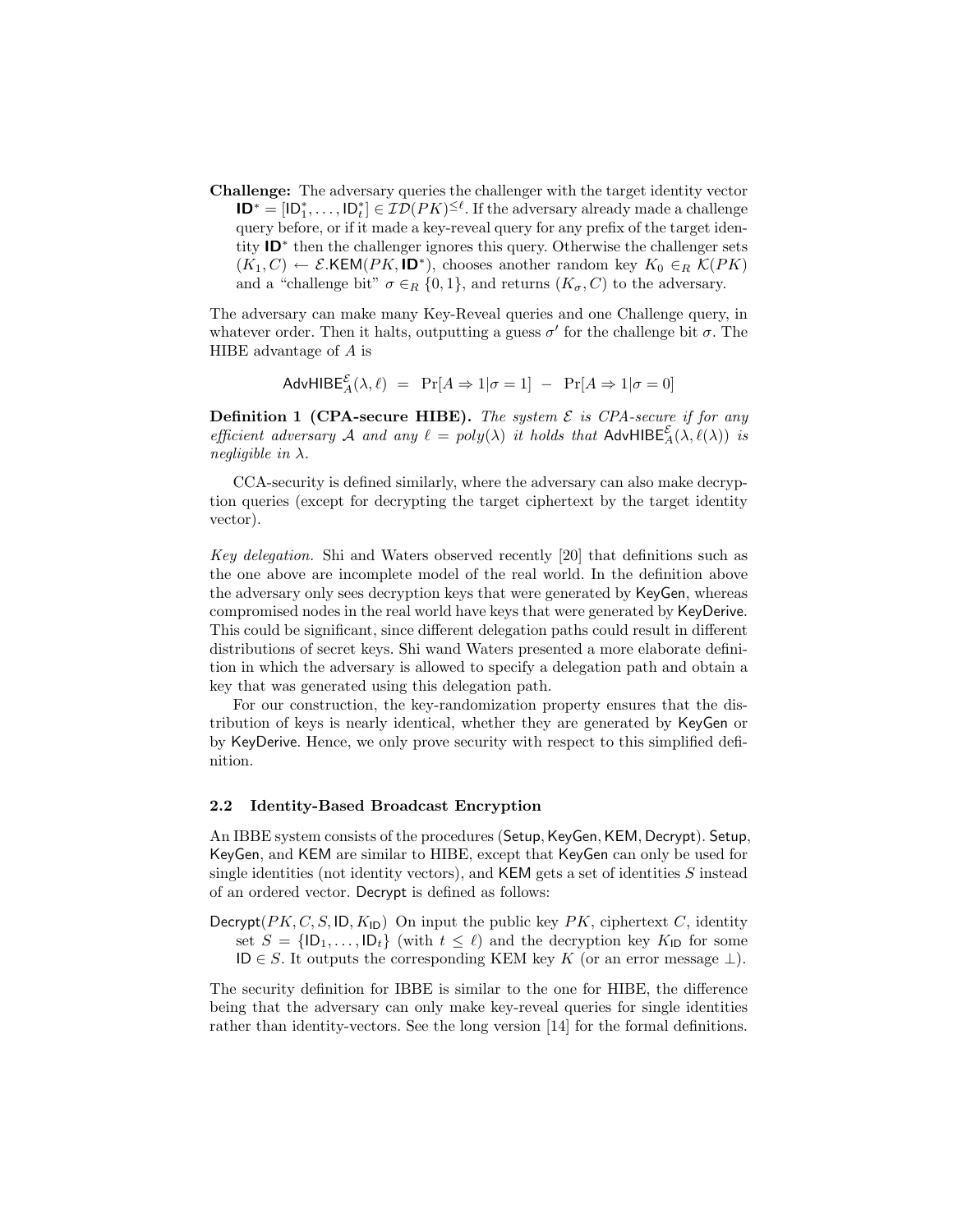**Challenge:** The adversary queries the challenger with the target identity vector $\mathbf{ID}^* = [\mathsf{ID}_1^*, \ldots, \mathsf{ID}_t^*] \in \mathcal{ID}(PK)^{\leq \ell}$. If the adversary already made a challenge query before, or if it made a key-reveal query for any prefix of the target identity $\mathbf{ID}^*$ then the challenger ignores this query. Otherwise the challenger sets $(K_1, C) \leftarrow \mathcal{E}.\mathsf{KEM}(PK, \mathbf{ID}^*)$, chooses another random key $K_0 \in_R \mathcal{K}(PK)$ and a "challenge bit" $\sigma \in_R \{0,1\}$, and returns $(K_\sigma, C)$ to the adversary.

The adversary can make many Key-Reveal queries and one Challenge query, in whatever order. Then it halts, outputting a guess $\sigma'$ for the challenge bit $\sigma$. The HIBE advantage of $A$ is

$$\mathsf{AdvHIBE}_A^{\mathcal{E}}(\lambda, \ell) \ = \ \Pr[A \Rightarrow 1 | \sigma = 1] \ - \ \Pr[A \Rightarrow 1 | \sigma = 0]$$

**Definition 1 (CPA-secure HIBE).** *The system $\mathcal{E}$ is CPA-secure if for any efficient adversary $\mathcal{A}$ and any $\ell = poly(\lambda)$ it holds that $\mathsf{AdvHIBE}_A^{\mathcal{E}}(\lambda, \ell(\lambda))$ is negligible in $\lambda$.*

CCA-security is defined similarly, where the adversary can also make decryption queries (except for decrypting the target ciphertext by the target identity vector).

*Key delegation.* Shi and Waters observed recently [20] that definitions such as the one above are incomplete model of the real world. In the definition above the adversary only sees decryption keys that were generated by KeyGen, whereas compromised nodes in the real world have keys that were generated by KeyDerive. This could be significant, since different delegation paths could result in different distributions of secret keys. Shi wand Waters presented a more elaborate definition in which the adversary is allowed to specify a delegation path and obtain a key that was generated using this delegation path.

For our construction, the key-randomization property ensures that the distribution of keys is nearly identical, whether they are generated by KeyGen or by KeyDerive. Hence, we only prove security with respect to this simplified definition.

### 2.2 Identity-Based Broadcast Encryption

An IBBE system consists of the procedures (Setup, KeyGen, KEM, Decrypt). Setup, KeyGen, and KEM are similar to HIBE, except that KeyGen can only be used for single identities (not identity vectors), and KEM gets a set of identities $S$ instead of an ordered vector. Decrypt is defined as follows:

$\mathsf{Decrypt}(PK, C, S, \mathsf{ID}, K_{\mathsf{ID}})$ On input the public key $PK$, ciphertext $C$, identity set $S = \{\mathsf{ID}_1, \ldots, \mathsf{ID}_t\}$ (with $t \leq \ell$) and the decryption key $K_{\mathsf{ID}}$ for some $\mathsf{ID} \in S$. It outputs the corresponding KEM key $K$ (or an error message $\perp$).

The security definition for IBBE is similar to the one for HIBE, the difference being that the adversary can only make key-reveal queries for single identities rather than identity-vectors. See the long version [14] for the formal definitions.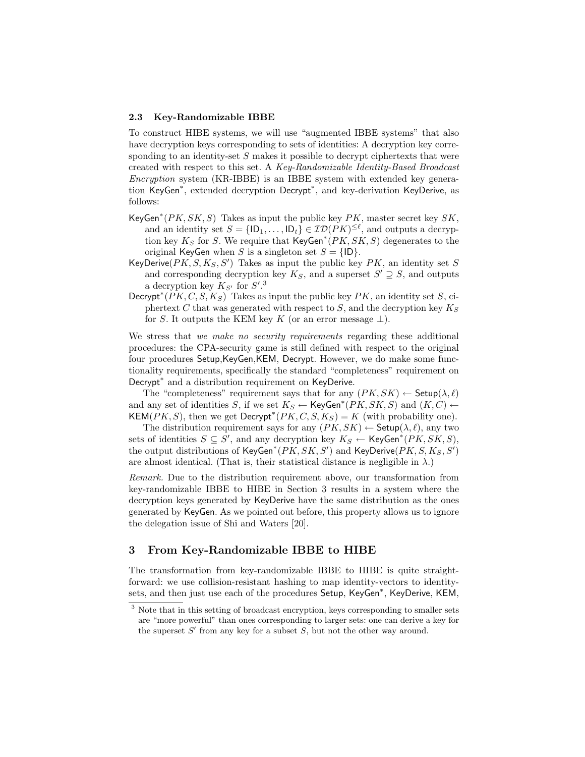### 2.3 Key-Randomizable IBBE

To construct HIBE systems, we will use "augmented IBBE systems" that also have decryption keys corresponding to sets of identities: A decryption key corresponding to an identity-set $S$ makes it possible to decrypt ciphertexts that were created with respect to this set. A *Key-Randomizable Identity-Based Broadcast Encryption* system (KR-IBBE) is an IBBE system with extended key generation $\mathsf{KeyGen}^*$, extended decryption $\mathsf{Decrypt}^*$, and key-derivation $\mathsf{KeyDerive}$, as follows:

- $\mathsf{KeyGen}^*(PK, SK, S)$ Takes as input the public key $PK$, master secret key $SK$, and an identity set $S = \{\mathsf{ID}_1, \ldots, \mathsf{ID}_t\} \in \mathcal{ID}(PK)^{\leq \ell}$, and outputs a decryption key $K_S$ for $S$. We require that $\mathsf{KeyGen}^*(PK, SK, S)$ degenerates to the original $\mathsf{KeyGen}$ when $S$ is a singleton set $S = \{\mathsf{ID}\}$.
- $\mathsf{KeyDerive}(PK, S, K_S, S')$ Takes as input the public key $PK$, an identity set $S$ and corresponding decryption key $K_S$, and a superset $S' \supseteq S$, and outputs a decryption key $K_{S'}$ for $S'$.[3]
- $\mathsf{Decrypt}^*(PK, C, S, K_S)$ Takes as input the public key $PK$, an identity set $S$, ciphertext $C$ that was generated with respect to $S$, and the decryption key $K_S$ for $S$. It outputs the KEM key $K$ (or an error message $\perp$).

We stress that *we make no security requirements* regarding these additional procedures: the CPA-security game is still defined with respect to the original four procedures $\mathsf{Setup}$,$\mathsf{KeyGen}$,$\mathsf{KEM}$, $\mathsf{Decrypt}$. However, we do make some functionality requirements, specifically the standard "completeness" requirement on $\mathsf{Decrypt}^*$ and a distribution requirement on $\mathsf{KeyDerive}$.

The "completeness" requirement says that for any $(PK, SK) \leftarrow \mathsf{Setup}(\lambda, \ell)$ and any set of identities $S$, if we set $K_S \leftarrow \mathsf{KeyGen}^*(PK, SK, S)$ and $(K, C) \leftarrow \mathsf{KEM}(PK, S)$, then we get $\mathsf{Decrypt}^*(PK, C, S, K_S) = K$ (with probability one).

The distribution requirement says for any $(PK, SK) \leftarrow \mathsf{Setup}(\lambda, \ell)$, any two sets of identities $S \subseteq S'$, and any decryption key $K_S \leftarrow \mathsf{KeyGen}^*(PK, SK, S)$, the output distributions of $\mathsf{KeyGen}^*(PK, SK, S')$ and $\mathsf{KeyDerive}(PK, S, K_S, S')$ are almost identical. (That is, their statistical distance is negligible in $\lambda$.)

*Remark.* Due to the distribution requirement above, our transformation from key-randomizable IBBE to HIBE in Section 3 results in a system where the decryption keys generated by $\mathsf{KeyDerive}$ have the same distribution as the ones generated by $\mathsf{KeyGen}$. As we pointed out before, this property allows us to ignore the delegation issue of Shi and Waters [20].

## 3 From Key-Randomizable IBBE to HIBE

The transformation from key-randomizable IBBE to HIBE is quite straightforward: we use collision-resistant hashing to map identity-vectors to identity-sets, and then just use each of the procedures $\mathsf{Setup}$, $\mathsf{KeyGen}^*$, $\mathsf{KeyDerive}$, $\mathsf{KEM}$,

[3] Note that in this setting of broadcast encryption, keys corresponding to smaller sets are "more powerful" than ones corresponding to larger sets: one can derive a key for the superset $S'$ from any key for a subset $S$, but not the other way around.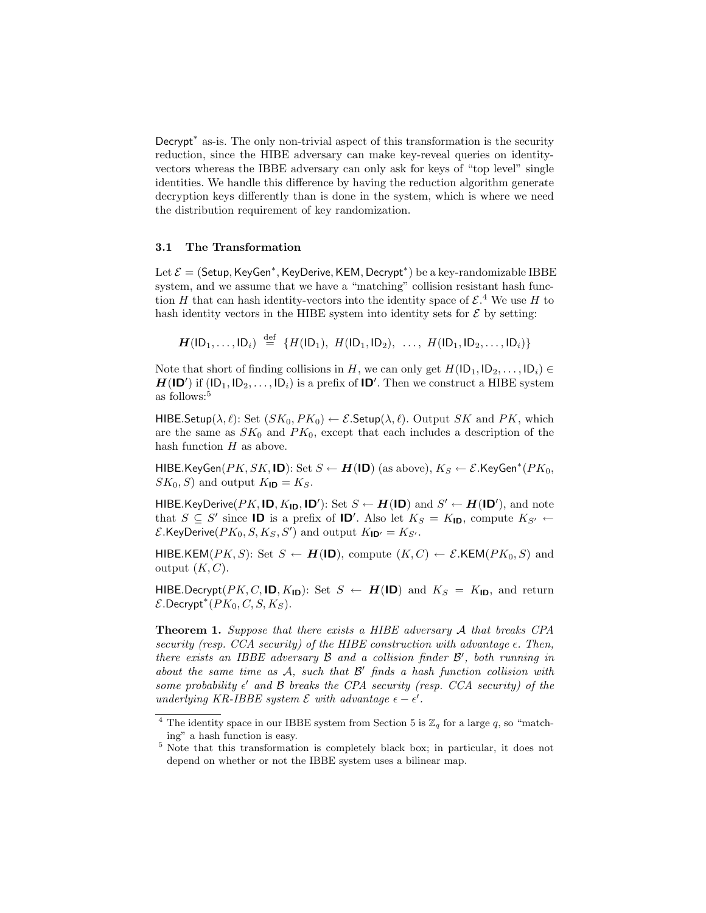Decrypt* as-is. The only non-trivial aspect of this transformation is the security reduction, since the HIBE adversary can make key-reveal queries on identity-vectors whereas the IBBE adversary can only ask for keys of "top level" single identities. We handle this difference by having the reduction algorithm generate decryption keys differently than is done in the system, which is where we need the distribution requirement of key randomization.

### 3.1 The Transformation

Let $\mathcal{E} = (\mathsf{Setup}, \mathsf{KeyGen}^*, \mathsf{KeyDerive}, \mathsf{KEM}, \mathsf{Decrypt}^*)$ be a key-randomizable IBBE system, and we assume that we have a "matching" collision resistant hash function $H$ that can hash identity-vectors into the identity space of $\mathcal{E}$.[4] We use $H$ to hash identity vectors in the HIBE system into identity sets for $\mathcal{E}$ by setting:

$$\boldsymbol{H}(\mathsf{ID}_1, \ldots, \mathsf{ID}_i) \stackrel{\text{def}}{=} \{H(\mathsf{ID}_1),\ H(\mathsf{ID}_1, \mathsf{ID}_2),\ \ldots,\ H(\mathsf{ID}_1, \mathsf{ID}_2, \ldots, \mathsf{ID}_i)\}$$

Note that short of finding collisions in $H$, we can only get $H(\mathsf{ID}_1, \mathsf{ID}_2, \ldots, \mathsf{ID}_i) \in \boldsymbol{H}(\mathbf{ID}')$ if $(\mathsf{ID}_1, \mathsf{ID}_2, \ldots, \mathsf{ID}_i)$ is a prefix of $\mathbf{ID}'$. Then we construct a HIBE system as follows:[5]

$\mathsf{HIBE.Setup}(\lambda, \ell)$: Set $(SK_0, PK_0) \leftarrow \mathcal{E}.\mathsf{Setup}(\lambda, \ell)$. Output $SK$ and $PK$, which are the same as $SK_0$ and $PK_0$, except that each includes a description of the hash function $H$ as above.

$\mathsf{HIBE.KeyGen}(PK, SK, \mathbf{ID})$: Set $S \leftarrow \boldsymbol{H}(\mathbf{ID})$ (as above), $K_S \leftarrow \mathcal{E}.\mathsf{KeyGen}^*(PK_0, SK_0, S)$ and output $K_{\mathbf{ID}} = K_S$.

$\mathsf{HIBE.KeyDerive}(PK, \mathbf{ID}, K_{\mathbf{ID}}, \mathbf{ID}')$: Set $S \leftarrow \boldsymbol{H}(\mathbf{ID})$ and $S' \leftarrow \boldsymbol{H}(\mathbf{ID}')$, and note that $S \subseteq S'$ since $\mathbf{ID}$ is a prefix of $\mathbf{ID}'$. Also let $K_S = K_{\mathbf{ID}}$, compute $K_{S'} \leftarrow \mathcal{E}.\mathsf{KeyDerive}(PK_0, S, K_S, S')$ and output $K_{\mathbf{ID}'} = K_{S'}$.

$\mathsf{HIBE.KEM}(PK, S)$: Set $S \leftarrow \boldsymbol{H}(\mathbf{ID})$, compute $(K, C) \leftarrow \mathcal{E}.\mathsf{KEM}(PK_0, S)$ and output $(K, C)$.

$\mathsf{HIBE.Decrypt}(PK, C, \mathbf{ID}, K_{\mathbf{ID}})$: Set $S \leftarrow \boldsymbol{H}(\mathbf{ID})$ and $K_S = K_{\mathbf{ID}}$, and return $\mathcal{E}.\mathsf{Decrypt}^*(PK_0, C, S, K_S)$.

**Theorem 1.** *Suppose that there exists a HIBE adversary $\mathcal{A}$ that breaks CPA security (resp. CCA security) of the HIBE construction with advantage $\epsilon$. Then, there exists an IBBE adversary $\mathcal{B}$ and a collision finder $\mathcal{B}'$, both running in about the same time as $\mathcal{A}$, such that $\mathcal{B}'$ finds a hash function collision with some probability $\epsilon'$ and $\mathcal{B}$ breaks the CPA security (resp. CCA security) of the underlying KR-IBBE system $\mathcal{E}$ with advantage $\epsilon - \epsilon'$.*

---

[4] The identity space in our IBBE system from Section 5 is $\mathbb{Z}_q$ for a large $q$, so "matching" a hash function is easy.

[5] Note that this transformation is completely black box; in particular, it does not depend on whether or not the IBBE system uses a bilinear map.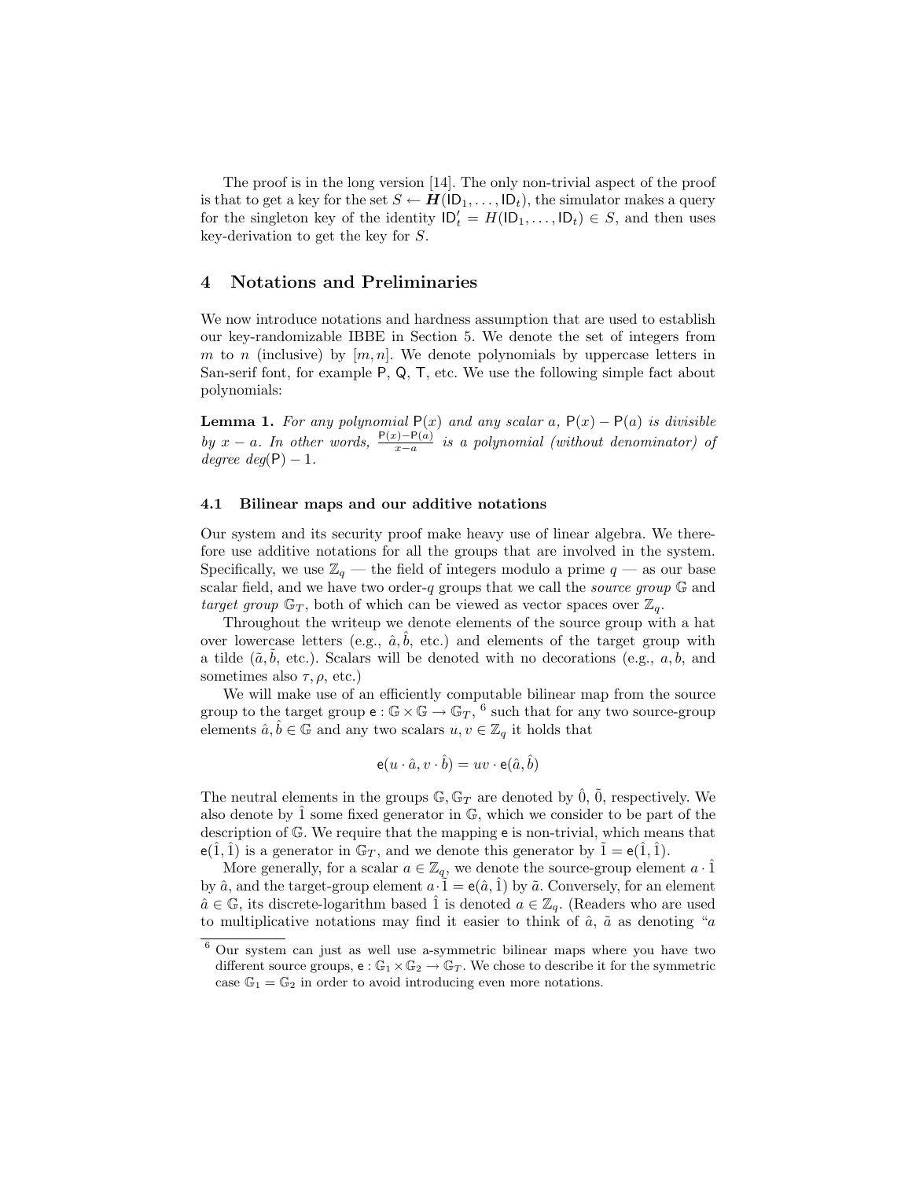The proof is in the long version [14]. The only non-trivial aspect of the proof is that to get a key for the set $S \leftarrow \boldsymbol{H}(\mathsf{ID}_1, \ldots, \mathsf{ID}_t)$, the simulator makes a query for the singleton key of the identity $\mathsf{ID}'_t = H(\mathsf{ID}_1, \ldots, \mathsf{ID}_t) \in S$, and then uses key-derivation to get the key for $S$.

## 4 Notations and Preliminaries

We now introduce notations and hardness assumption that are used to establish our key-randomizable IBBE in Section 5. We denote the set of integers from $m$ to $n$ (inclusive) by $[m, n]$. We denote polynomials by uppercase letters in San-serif font, for example $\mathsf{P}$, $\mathsf{Q}$, $\mathsf{T}$, etc. We use the following simple fact about polynomials:

**Lemma 1.** *For any polynomial $\mathsf{P}(x)$ and any scalar $a$, $\mathsf{P}(x) - \mathsf{P}(a)$ is divisible by $x - a$. In other words, $\frac{\mathsf{P}(x)-\mathsf{P}(a)}{x-a}$ is a polynomial (without denominator) of degree $deg(\mathsf{P}) - 1$.*

### 4.1 Bilinear maps and our additive notations

Our system and its security proof make heavy use of linear algebra. We therefore use additive notations for all the groups that are involved in the system. Specifically, we use $\mathbb{Z}_q$ — the field of integers modulo a prime $q$ — as our base scalar field, and we have two order-$q$ groups that we call the *source group* $\mathbb{G}$ and *target group* $\mathbb{G}_T$, both of which can be viewed as vector spaces over $\mathbb{Z}_q$.

Throughout the writeup we denote elements of the source group with a hat over lowercase letters (e.g., $\hat{a}, \hat{b}$, etc.) and elements of the target group with a tilde ($\tilde{a}, \tilde{b}$, etc.). Scalars will be denoted with no decorations (e.g., $a, b$, and sometimes also $\tau, \rho$, etc.)

We will make use of an efficiently computable bilinear map from the source group to the target group $\mathsf{e} : \mathbb{G} \times \mathbb{G} \rightarrow \mathbb{G}_T$, [6] such that for any two source-group elements $\hat{a}, \hat{b} \in \mathbb{G}$ and any two scalars $u, v \in \mathbb{Z}_q$ it holds that

$$\mathsf{e}(u \cdot \hat{a}, v \cdot \hat{b}) = uv \cdot \mathsf{e}(\hat{a}, \hat{b})$$

The neutral elements in the groups $\mathbb{G}, \mathbb{G}_T$ are denoted by $\hat{0}$, $\tilde{0}$, respectively. We also denote by $\hat{1}$ some fixed generator in $\mathbb{G}$, which we consider to be part of the description of $\mathbb{G}$. We require that the mapping $\mathsf{e}$ is non-trivial, which means that $\mathsf{e}(\hat{1}, \hat{1})$ is a generator in $\mathbb{G}_T$, and we denote this generator by $\tilde{1} = \mathsf{e}(\hat{1}, \hat{1})$.

More generally, for a scalar $a \in \mathbb{Z}_q$, we denote the source-group element $a \cdot \hat{1}$ by $\hat{a}$, and the target-group element $a \cdot \tilde{1} = \mathsf{e}(\hat{a}, \hat{1})$ by $\tilde{a}$. Conversely, for an element $\hat{a} \in \mathbb{G}$, its discrete-logarithm based $\hat{1}$ is denoted $a \in \mathbb{Z}_q$. (Readers who are used to multiplicative notations may find it easier to think of $\hat{a}$, $\tilde{a}$ as denoting "$a$

[6] Our system can just as well use a-symmetric bilinear maps where you have two different source groups, $\mathsf{e} : \mathbb{G}_1 \times \mathbb{G}_2 \rightarrow \mathbb{G}_T$. We chose to describe it for the symmetric case $\mathbb{G}_1 = \mathbb{G}_2$ in order to avoid introducing even more notations.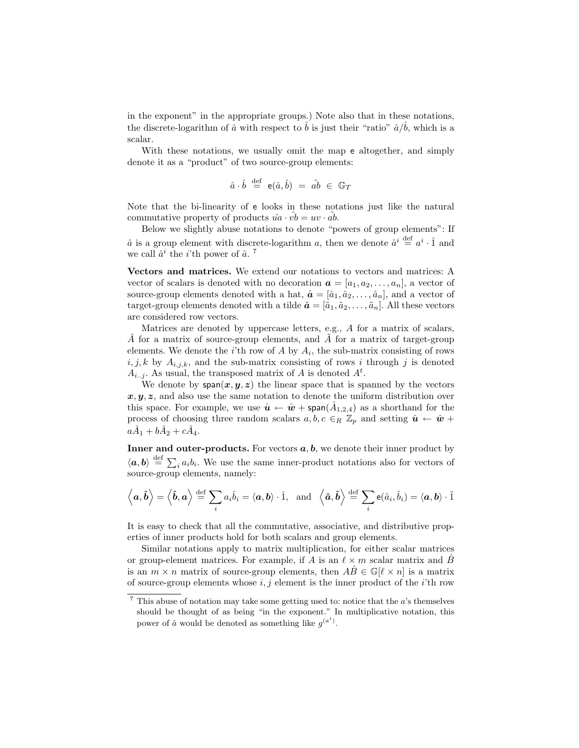in the exponent" in the appropriate groups.) Note also that in these notations, the discrete-logarithm of $\hat{a}$ with respect to $\hat{b}$ is just their "ratio" $\hat{a}/\hat{b}$, which is a scalar.

With these notations, we usually omit the map $\mathsf{e}$ altogether, and simply denote it as a "product" of two source-group elements:

$$\hat{a} \cdot \hat{b} \ \stackrel{\text{def}}{=} \ \mathsf{e}(\hat{a}, \hat{b}) \ = \ \tilde{ab} \ \in \ \mathbb{G}_T$$

Note that the bi-linearity of $\mathsf{e}$ looks in these notations just like the natural commutative property of products $\hat{ua} \cdot \hat{vb} = uv \cdot \tilde{ab}$.

Below we slightly abuse notations to denote "powers of group elements": If $\hat{a}$ is a group element with discrete-logarithm $a$, then we denote $\hat{a}^i \stackrel{\text{def}}{=} a^i \cdot \hat{1}$ and we call $\hat{a}^i$ the $i$'th power of $\hat{a}$. [7]

**Vectors and matrices.** We extend our notations to vectors and matrices: A vector of scalars is denoted with no decoration $\boldsymbol{a} = [a_1, a_2, \ldots, a_n]$, a vector of source-group elements denoted with a hat, $\hat{\boldsymbol{a}} = [\hat{a}_1, \hat{a}_2, \ldots, \hat{a}_n]$, and a vector of target-group elements denoted with a tilde $\tilde{\boldsymbol{a}} = [\tilde{a}_1, \tilde{a}_2, \ldots, \tilde{a}_n]$. All these vectors are considered row vectors.

Matrices are denoted by uppercase letters, e.g., $A$ for a matrix of scalars, $\hat{A}$ for a matrix of source-group elements, and $\tilde{A}$ for a matrix of target-group elements. We denote the $i$'th row of $A$ by $A_i$, the sub-matrix consisting of rows $i, j, k$ by $A_{i,j,k}$, and the sub-matrix consisting of rows $i$ through $j$ is denoted $A_{i..j}$. As usual, the transposed matrix of $A$ is denoted $A^t$.

We denote by $\mathsf{span}(\boldsymbol{x}, \boldsymbol{y}, \boldsymbol{z})$ the linear space that is spanned by the vectors $\boldsymbol{x}, \boldsymbol{y}, \boldsymbol{z}$, and also use the same notation to denote the uniform distribution over this space. For example, we use $\hat{\boldsymbol{u}} \leftarrow \hat{\boldsymbol{w}} + \mathsf{span}(\hat{A}_{1,2,4})$ as a shorthand for the process of choosing three random scalars $a, b, c \in_R \mathbb{Z}_p$ and setting $\hat{\boldsymbol{u}} \leftarrow \hat{\boldsymbol{w}} + a\hat{A}_1 + b\hat{A}_2 + c\hat{A}_4$.

**Inner and outer-products.** For vectors $\boldsymbol{a}, \boldsymbol{b}$, we denote their inner product by $\langle \boldsymbol{a}, \boldsymbol{b} \rangle \stackrel{\text{def}}{=} \sum_i a_i b_i$. We use the same inner-product notations also for vectors of source-group elements, namely:

$$\left\langle \boldsymbol{a}, \hat{\boldsymbol{b}} \right\rangle = \left\langle \hat{\boldsymbol{b}}, \boldsymbol{a} \right\rangle \stackrel{\text{def}}{=} \sum_i a_i \hat{b}_i = \langle \boldsymbol{a}, \boldsymbol{b} \rangle \cdot \hat{1}, \quad \text{and} \quad \left\langle \hat{\boldsymbol{a}}, \hat{\boldsymbol{b}} \right\rangle \stackrel{\text{def}}{=} \sum_i \mathsf{e}(\hat{a}_i, \hat{b}_i) = \langle \boldsymbol{a}, \boldsymbol{b} \rangle \cdot \tilde{1}$$

It is easy to check that all the commutative, associative, and distributive properties of inner products hold for both scalars and group elements.

Similar notations apply to matrix multiplication, for either scalar matrices or group-element matrices. For example, if $A$ is an $\ell \times m$ scalar matrix and $\hat{B}$ is an $m \times n$ matrix of source-group elements, then $A\hat{B} \in \mathbb{G}[\ell \times n]$ is a matrix of source-group elements whose $i, j$ element is the inner product of the $i$'th row

---

[7] This abuse of notation may take some getting used to: notice that the $a$'s themselves should be thought of as being "in the exponent." In multiplicative notation, this power of $\hat{a}$ would be denoted as something like $g^{(a^i)}$.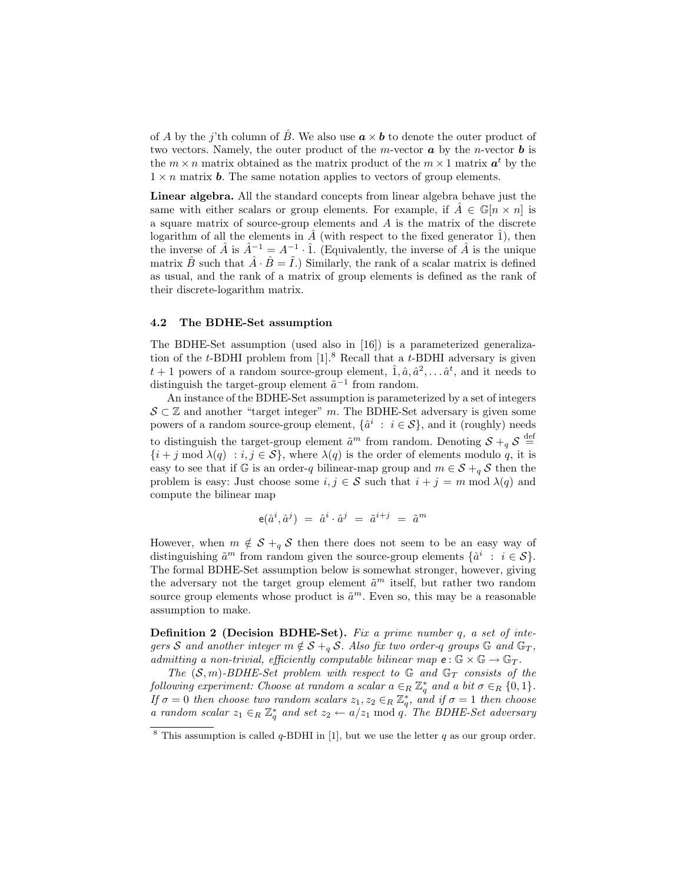of $A$ by the $j$'th column of $\hat{B}$. We also use $\boldsymbol{a} \times \boldsymbol{b}$ to denote the outer product of two vectors. Namely, the outer product of the $m$-vector $\boldsymbol{a}$ by the $n$-vector $\boldsymbol{b}$ is the $m \times n$ matrix obtained as the matrix product of the $m \times 1$ matrix $\boldsymbol{a}^t$ by the $1 \times n$ matrix $\boldsymbol{b}$. The same notation applies to vectors of group elements.

**Linear algebra.** All the standard concepts from linear algebra behave just the same with either scalars or group elements. For example, if $\hat{A} \in \mathbb{G}[n \times n]$ is a square matrix of source-group elements and $A$ is the matrix of the discrete logarithm of all the elements in $\hat{A}$ (with respect to the fixed generator $\hat{1}$), then the inverse of $\hat{A}$ is $\hat{A}^{-1} = A^{-1} \cdot \hat{1}$. (Equivalently, the inverse of $\hat{A}$ is the unique matrix $\hat{B}$ such that $\hat{A} \cdot \hat{B} = \tilde{I}$.) Similarly, the rank of a scalar matrix is defined as usual, and the rank of a matrix of group elements is defined as the rank of their discrete-logarithm matrix.

### 4.2 The BDHE-Set assumption

The BDHE-Set assumption (used also in [16]) is a parameterized generalization of the $t$-BDHI problem from [1].[8] Recall that a $t$-BDHI adversary is given $t+1$ powers of a random source-group element, $\hat{1}, \hat{a}, \hat{a}^2, \ldots \hat{a}^t$, and it needs to distinguish the target-group element $\tilde{a}^{-1}$ from random.

An instance of the BDHE-Set assumption is parameterized by a set of integers $\mathcal{S} \subset \mathbb{Z}$ and another "target integer" $m$. The BDHE-Set adversary is given some powers of a random source-group element, $\{\hat{a}^i \,:\, i \in \mathcal{S}\}$, and it (roughly) needs to distinguish the target-group element $\tilde{a}^m$ from random. Denoting $\mathcal{S} +_q \mathcal{S} \stackrel{\text{def}}{=} \{i + j \bmod \lambda(q) \,:\, i, j \in \mathcal{S}\}$, where $\lambda(q)$ is the order of elements modulo $q$, it is easy to see that if $\mathbb{G}$ is an order-$q$ bilinear-map group and $m \in \mathcal{S} +_q \mathcal{S}$ then the problem is easy: Just choose some $i, j \in \mathcal{S}$ such that $i + j = m \bmod \lambda(q)$ and compute the bilinear map

$$\mathsf{e}(\hat{a}^i, \hat{a}^j) \;=\; \hat{a}^i \cdot \hat{a}^j \;=\; \tilde{a}^{i+j} \;=\; \tilde{a}^m$$

However, when $m \notin \mathcal{S} +_q \mathcal{S}$ then there does not seem to be an easy way of distinguishing $\tilde{a}^m$ from random given the source-group elements $\{\hat{a}^i \,:\, i \in \mathcal{S}\}$. The formal BDHE-Set assumption below is somewhat stronger, however, giving the adversary not the target group element $\tilde{a}^m$ itself, but rather two random source group elements whose product is $\tilde{a}^m$. Even so, this may be a reasonable assumption to make.

**Definition 2 (Decision BDHE-Set).** *Fix a prime number $q$, a set of integers $\mathcal{S}$ and another integer $m \notin \mathcal{S} +_q \mathcal{S}$. Also fix two order-$q$ groups $\mathbb{G}$ and $\mathbb{G}_T$, admitting a non-trivial, efficiently computable bilinear map $\mathsf{e} : \mathbb{G} \times \mathbb{G} \to \mathbb{G}_T$.*

*The $(\mathcal{S}, m)$-BDHE-Set problem with respect to $\mathbb{G}$ and $\mathbb{G}_T$ consists of the following experiment: Choose at random a scalar $a \in_R \mathbb{Z}_q^*$ and a bit $\sigma \in_R \{0, 1\}$. If $\sigma = 0$ then choose two random scalars $z_1, z_2 \in_R \mathbb{Z}_q^*$, and if $\sigma = 1$ then choose a random scalar $z_1 \in_R \mathbb{Z}_q^*$ and set $z_2 \leftarrow a/z_1 \bmod q$. The BDHE-Set adversary*

---

[8] This assumption is called $q$-BDHI in [1], but we use the letter $q$ as our group order.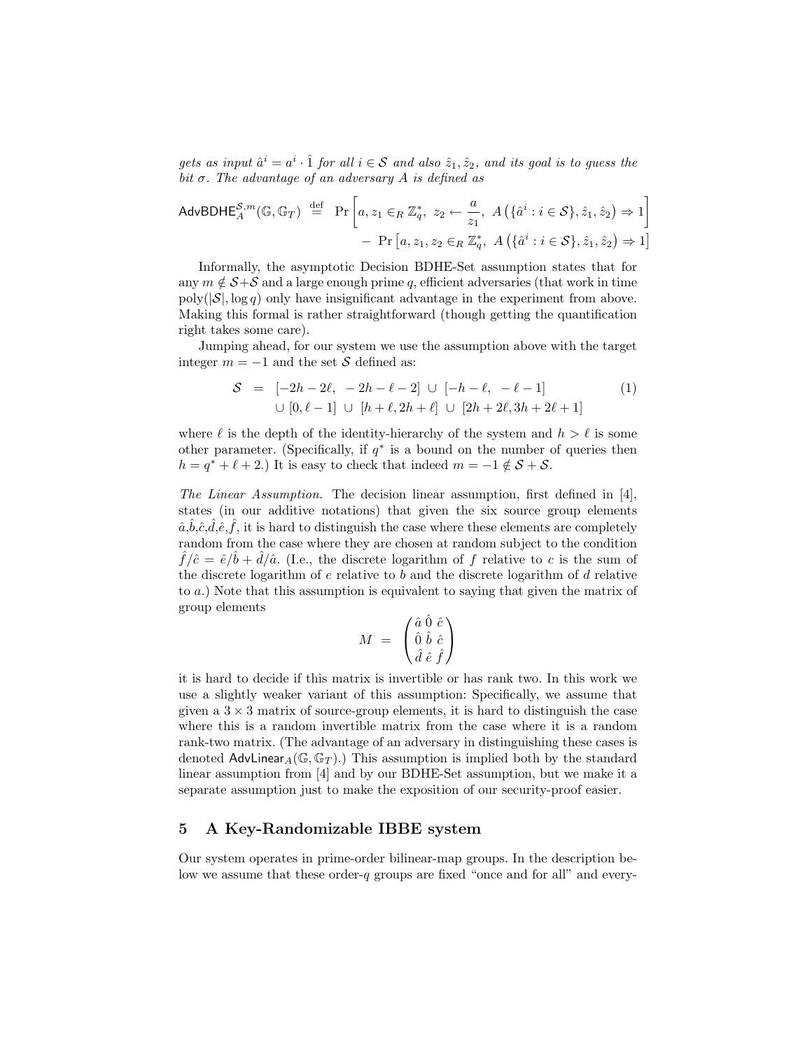*gets as input $\hat{a}^i = a^i \cdot \hat{1}$ for all $i \in \mathcal{S}$ and also $\hat{z}_1, \hat{z}_2$, and its goal is to guess the bit $\sigma$. The advantage of an adversary $A$ is defined as*

$$\mathsf{AdvBDHE}_A^{\mathcal{S},m}(\mathbb{G},\mathbb{G}_T) \stackrel{\text{def}}{=} \Pr\left[a, z_1 \in_R \mathbb{Z}_q^*,\ z_2 \leftarrow \frac{a}{z_1},\ A\big(\{\hat{a}^i : i \in \mathcal{S}\}, \hat{z}_1, \hat{z}_2\big) \Rightarrow 1\right]$$
$$- \Pr\left[a, z_1, z_2 \in_R \mathbb{Z}_q^*,\ A\big(\{\hat{a}^i : i \in \mathcal{S}\}, \hat{z}_1, \hat{z}_2\big) \Rightarrow 1\right]$$

Informally, the asymptotic Decision BDHE-Set assumption states that for any $m \notin \mathcal{S}+\mathcal{S}$ and a large enough prime $q$, efficient adversaries (that work in time $\text{poly}(|\mathcal{S}|, \log q)$ only have insignificant advantage in the experiment from above. Making this formal is rather straightforward (though getting the quantification right takes some care).

Jumping ahead, for our system we use the assumption above with the target integer $m = -1$ and the set $\mathcal{S}$ defined as:

$$\begin{aligned}\mathcal{S} \;=\; & [-2h-2\ell,\ -2h-\ell-2] \,\cup\, [-h-\ell,\ -\ell-1] \\ & \cup\, [0, \ell-1] \,\cup\, [h+\ell, 2h+\ell] \,\cup\, [2h+2\ell, 3h+2\ell+1]\end{aligned} \tag{1}$$

where $\ell$ is the depth of the identity-hierarchy of the system and $h > \ell$ is some other parameter. (Specifically, if $q^*$ is a bound on the number of queries then $h = q^* + \ell + 2$.) It is easy to check that indeed $m = -1 \notin \mathcal{S}+\mathcal{S}$.

*The Linear Assumption.* The decision linear assumption, first defined in [4], states (in our additive notations) that given the six source group elements $\hat{a}$,$\hat{b}$,$\hat{c}$,$\hat{d}$,$\hat{e}$,$\hat{f}$, it is hard to distinguish the case where these elements are completely random from the case where they are chosen at random subject to the condition $\hat{f}/\hat{c} = \hat{e}/\hat{b} + \hat{d}/\hat{a}$. (I.e., the discrete logarithm of $f$ relative to $c$ is the sum of the discrete logarithm of $e$ relative to $b$ and the discrete logarithm of $d$ relative to $a$.) Note that this assumption is equivalent to saying that given the matrix of group elements

$$M \;=\; \begin{pmatrix} \hat{a} & \hat{0} & \hat{c} \\ \hat{0} & \hat{b} & \hat{c} \\ \hat{d} & \hat{e} & \hat{f} \end{pmatrix}$$

it is hard to decide if this matrix is invertible or has rank two. In this work we use a slightly weaker variant of this assumption: Specifically, we assume that given a $3 \times 3$ matrix of source-group elements, it is hard to distinguish the case where this is a random invertible matrix from the case where it is a random rank-two matrix. (The advantage of an adversary in distinguishing these cases is denoted $\mathsf{AdvLinear}_A(\mathbb{G},\mathbb{G}_T)$.) This assumption is implied both by the standard linear assumption from [4] and by our BDHE-Set assumption, but we make it a separate assumption just to make the exposition of our security-proof easier.

## 5 A Key-Randomizable IBBE system

Our system operates in prime-order bilinear-map groups. In the description below we assume that these order-$q$ groups are fixed "once and for all" and every-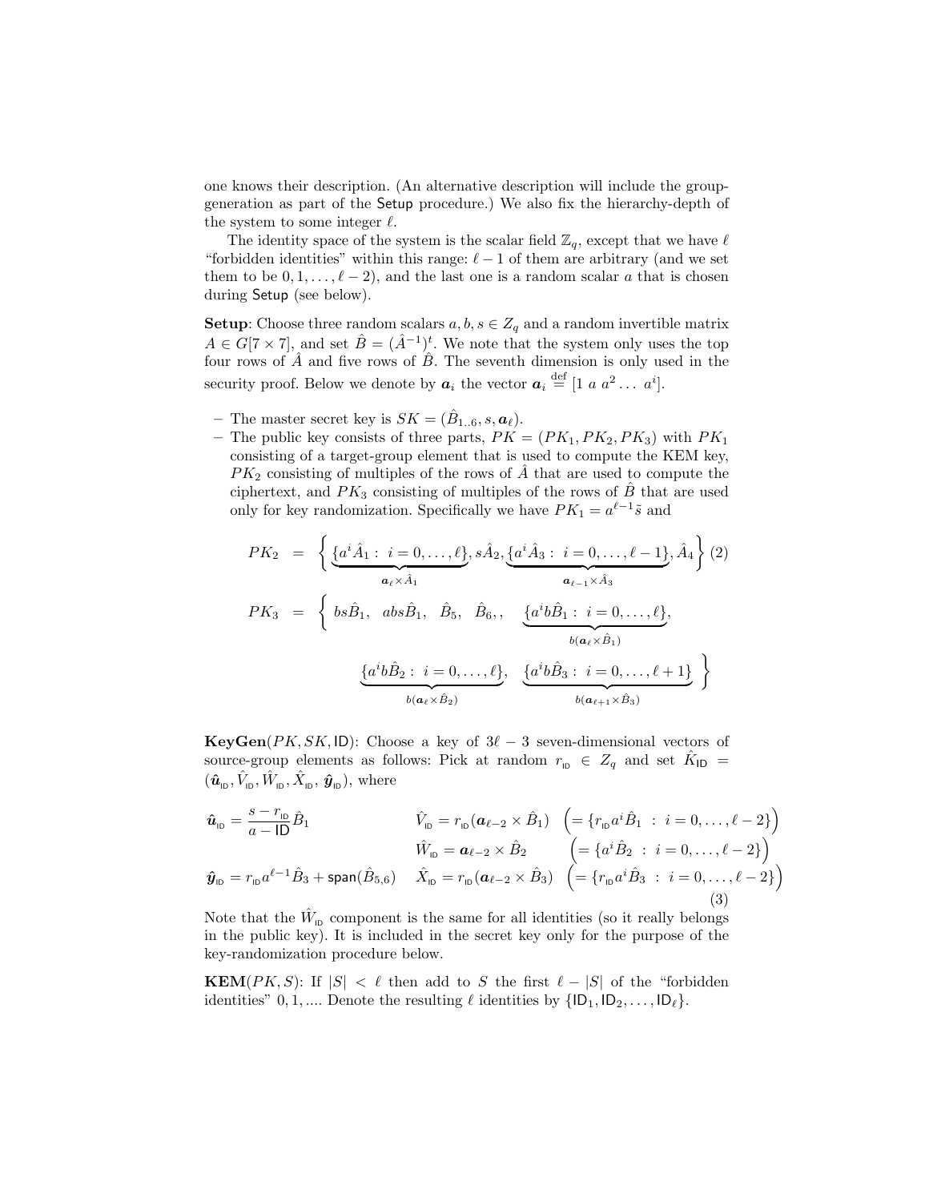one knows their description. (An alternative description will include the group-generation as part of the Setup procedure.) We also fix the hierarchy-depth of the system to some integer $\ell$.

The identity space of the system is the scalar field $\mathbb{Z}_q$, except that we have $\ell$ "forbidden identities" within this range: $\ell - 1$ of them are arbitrary (and we set them to be $0, 1, \ldots, \ell - 2$), and the last one is a random scalar $a$ that is chosen during Setup (see below).

**Setup**: Choose three random scalars $a, b, s \in Z_q$ and a random invertible matrix $A \in G[7 \times 7]$, and set $\hat{B} = (\hat{A}^{-1})^t$. We note that the system only uses the top four rows of $\hat{A}$ and five rows of $\hat{B}$. The seventh dimension is only used in the security proof. Below we denote by $\boldsymbol{a}_i$ the vector $\boldsymbol{a}_i \stackrel{\text{def}}{=} [1\ a\ a^2 \ldots\ a^i]$.

- The master secret key is $SK = (\hat{B}_{1..6}, s, \boldsymbol{a}_\ell)$.
- The public key consists of three parts, $PK = (PK_1, PK_2, PK_3)$ with $PK_1$ consisting of a target-group element that is used to compute the KEM key, $PK_2$ consisting of multiples of the rows of $\hat{A}$ that are used to compute the ciphertext, and $PK_3$ consisting of multiples of the rows of $\hat{B}$ that are used only for key randomization. Specifically we have $PK_1 = a^{\ell-1}\tilde{s}$ and

$$PK_2 = \Big\{ \underbrace{\{a^i \hat{A}_1 :\ i = 0, \ldots, \ell\}}_{\boldsymbol{a}_\ell \times \hat{A}_1}, s\hat{A}_2, \underbrace{\{a^i \hat{A}_3 :\ i = 0, \ldots, \ell - 1\}}_{\boldsymbol{a}_{\ell-1} \times \hat{A}_3}, \hat{A}_4 \Big\} \quad (2)$$

$$PK_3 = \Big\{ bs\hat{B}_1,\ \ abs\hat{B}_1,\ \ \hat{B}_5,\ \ \hat{B}_6,,\ \ \underbrace{\{a^i b\hat{B}_1 :\ i = 0, \ldots, \ell\}}_{b(\boldsymbol{a}_\ell \times \hat{B}_1)},$$
$$\underbrace{\{a^i b\hat{B}_2 :\ i = 0, \ldots, \ell\}}_{b(\boldsymbol{a}_\ell \times \hat{B}_2)},\ \ \underbrace{\{a^i b\hat{B}_3 :\ i = 0, \ldots, \ell + 1\}}_{b(\boldsymbol{a}_{\ell+1} \times \hat{B}_3)} \Big\}$$

**KeyGen**$(PK, SK, \mathsf{ID})$: Choose a key of $3\ell - 3$ seven-dimensional vectors of source-group elements as follows: Pick at random $r_{\mathsf{ID}} \in Z_q$ and set $\hat{K}_{\mathsf{ID}} = (\hat{\boldsymbol{u}}_{\mathsf{ID}}, \hat{V}_{\mathsf{ID}}, \hat{W}_{\mathsf{ID}}, \hat{X}_{\mathsf{ID}}, \hat{\boldsymbol{y}}_{\mathsf{ID}})$, where

$$\begin{aligned}
\hat{\boldsymbol{u}}_{\mathsf{ID}} &= \frac{s - r_{\mathsf{ID}}}{a - \mathsf{ID}} \hat{B}_1 & \hat{V}_{\mathsf{ID}} &= r_{\mathsf{ID}}(\boldsymbol{a}_{\ell-2} \times \hat{B}_1) & &\left(= \{r_{\mathsf{ID}} a^i \hat{B}_1 \ :\ i = 0, \ldots, \ell - 2\}\right) \\
& & \hat{W}_{\mathsf{ID}} &= \boldsymbol{a}_{\ell-2} \times \hat{B}_2 & &\left(= \{a^i \hat{B}_2 \ :\ i = 0, \ldots, \ell - 2\}\right) \\
\hat{\boldsymbol{y}}_{\mathsf{ID}} &= r_{\mathsf{ID}} a^{\ell-1} \hat{B}_3 + \mathsf{span}(\hat{B}_{5,6}) & \hat{X}_{\mathsf{ID}} &= r_{\mathsf{ID}}(\boldsymbol{a}_{\ell-2} \times \hat{B}_3) & &\left(= \{r_{\mathsf{ID}} a^i \hat{B}_3 \ :\ i = 0, \ldots, \ell - 2\}\right)
\end{aligned} \quad (3)$$

Note that the $\hat{W}_{\mathsf{ID}}$ component is the same for all identities (so it really belongs in the public key). It is included in the secret key only for the purpose of the key-randomization procedure below.

**KEM**$(PK, S)$: If $|S| < \ell$ then add to $S$ the first $\ell - |S|$ of the "forbidden identities" $0, 1, \ldots$. Denote the resulting $\ell$ identities by $\{\mathsf{ID}_1, \mathsf{ID}_2, \ldots, \mathsf{ID}_\ell\}$.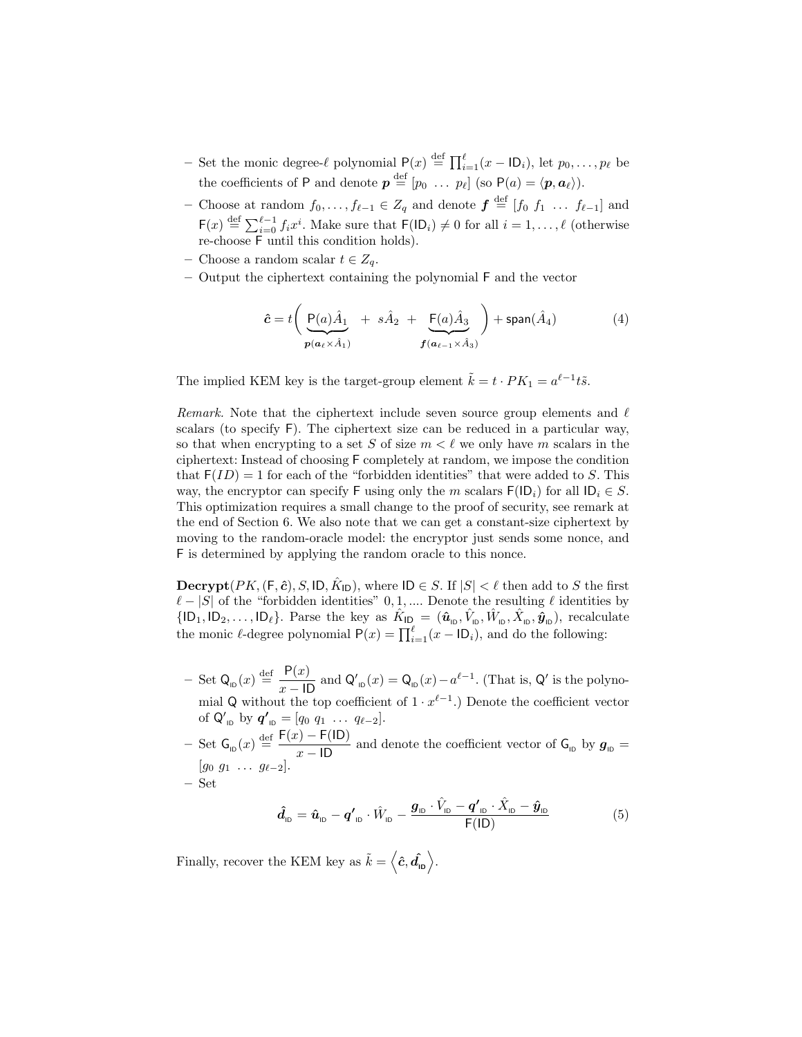– Set the monic degree-$\ell$ polynomial $\mathsf{P}(x) \stackrel{\text{def}}{=} \prod_{i=1}^{\ell}(x - \mathsf{ID}_i)$, let $p_0, \ldots, p_\ell$ be the coefficients of $\mathsf{P}$ and denote $\boldsymbol{p} \stackrel{\text{def}}{=} [p_0 \ \ldots \ p_\ell]$ (so $\mathsf{P}(a) = \langle \boldsymbol{p}, \boldsymbol{a}_\ell \rangle$).

– Choose at random $f_0, \ldots, f_{\ell-1} \in Z_q$ and denote $\boldsymbol{f} \stackrel{\text{def}}{=} [f_0 \ f_1 \ \ldots \ f_{\ell-1}]$ and $\mathsf{F}(x) \stackrel{\text{def}}{=} \sum_{i=0}^{\ell-1} f_i x^i$. Make sure that $\mathsf{F}(\mathsf{ID}_i) \neq 0$ for all $i = 1, \ldots, \ell$ (otherwise re-choose $\mathsf{F}$ until this condition holds).

– Choose a random scalar $t \in Z_q$.

– Output the ciphertext containing the polynomial $\mathsf{F}$ and the vector

$$\hat{\boldsymbol{c}} = t\Bigg( \underbrace{\mathsf{P}(a)\hat{A}_1}_{\boldsymbol{p}(\boldsymbol{a}_\ell \times \hat{A}_1)} \ + \ s\hat{A}_2 \ + \ \underbrace{\mathsf{F}(a)\hat{A}_3}_{\boldsymbol{f}(\boldsymbol{a}_{\ell-1} \times \hat{A}_3)} \Bigg) + \mathsf{span}(\hat{A}_4) \tag{4}$$

The implied KEM key is the target-group element $\tilde{k} = t \cdot PK_1 = a^{\ell-1} t \tilde{s}$.

*Remark.* Note that the ciphertext include seven source group elements and $\ell$ scalars (to specify $\mathsf{F}$). The ciphertext size can be reduced in a particular way, so that when encrypting to a set $S$ of size $m < \ell$ we only have $m$ scalars in the ciphertext: Instead of choosing $\mathsf{F}$ completely at random, we impose the condition that $\mathsf{F}(ID) = 1$ for each of the "forbidden identities" that were added to $S$. This way, the encryptor can specify $\mathsf{F}$ using only the $m$ scalars $\mathsf{F}(\mathsf{ID}_i)$ for all $\mathsf{ID}_i \in S$. This optimization requires a small change to the proof of security, see remark at the end of Section 6. We also note that we can get a constant-size ciphertext by moving to the random-oracle model: the encryptor just sends some nonce, and $\mathsf{F}$ is determined by applying the random oracle to this nonce.

**Decrypt**$(PK, (\mathsf{F}, \hat{\boldsymbol{c}}), S, \mathsf{ID}, \hat{K}_{\mathsf{ID}})$, where $\mathsf{ID} \in S$. If $|S| < \ell$ then add to $S$ the first $\ell - |S|$ of the "forbidden identities" $0, 1, \ldots$. Denote the resulting $\ell$ identities by $\{\mathsf{ID}_1, \mathsf{ID}_2, \ldots, \mathsf{ID}_\ell\}$. Parse the key as $\hat{K}_{\mathsf{ID}} = (\hat{\boldsymbol{u}}_{\mathsf{ID}}, \hat{V}_{\mathsf{ID}}, \hat{W}_{\mathsf{ID}}, \hat{X}_{\mathsf{ID}}, \hat{\boldsymbol{y}}_{\mathsf{ID}})$, recalculate the monic $\ell$-degree polynomial $\mathsf{P}(x) = \prod_{i=1}^{\ell}(x - \mathsf{ID}_i)$, and do the following:

– Set $\mathsf{Q}_{\mathsf{ID}}(x) \stackrel{\text{def}}{=} \dfrac{\mathsf{P}(x)}{x - \mathsf{ID}}$ and $\mathsf{Q'}_{\mathsf{ID}}(x) = \mathsf{Q}_{\mathsf{ID}}(x) - a^{\ell-1}$. (That is, $\mathsf{Q'}$ is the polynomial $\mathsf{Q}$ without the top coefficient of $1 \cdot x^{\ell-1}$.) Denote the coefficient vector of $\mathsf{Q'}_{\mathsf{ID}}$ by $\boldsymbol{q'}_{\mathsf{ID}} = [q_0 \ q_1 \ \ldots \ q_{\ell-2}]$.

– Set $\mathsf{G}_{\mathsf{ID}}(x) \stackrel{\text{def}}{=} \dfrac{\mathsf{F}(x) - \mathsf{F}(\mathsf{ID})}{x - \mathsf{ID}}$ and denote the coefficient vector of $\mathsf{G}_{\mathsf{ID}}$ by $\boldsymbol{g}_{\mathsf{ID}} = [g_0 \ g_1 \ \ldots \ g_{\ell-2}]$.

– Set

$$\hat{\boldsymbol{d}}_{\mathsf{ID}} = \hat{\boldsymbol{u}}_{\mathsf{ID}} - \boldsymbol{q'}_{\mathsf{ID}} \cdot \hat{W}_{\mathsf{ID}} - \frac{\boldsymbol{g}_{\mathsf{ID}} \cdot \hat{V}_{\mathsf{ID}} - \boldsymbol{q'}_{\mathsf{ID}} \cdot \hat{X}_{\mathsf{ID}} - \hat{\boldsymbol{y}}_{\mathsf{ID}}}{\mathsf{F}(\mathsf{ID})} \tag{5}$$

Finally, recover the KEM key as $\tilde{k} = \left\langle \hat{\boldsymbol{c}}, \hat{\boldsymbol{d}}_{\mathsf{ID}} \right\rangle$.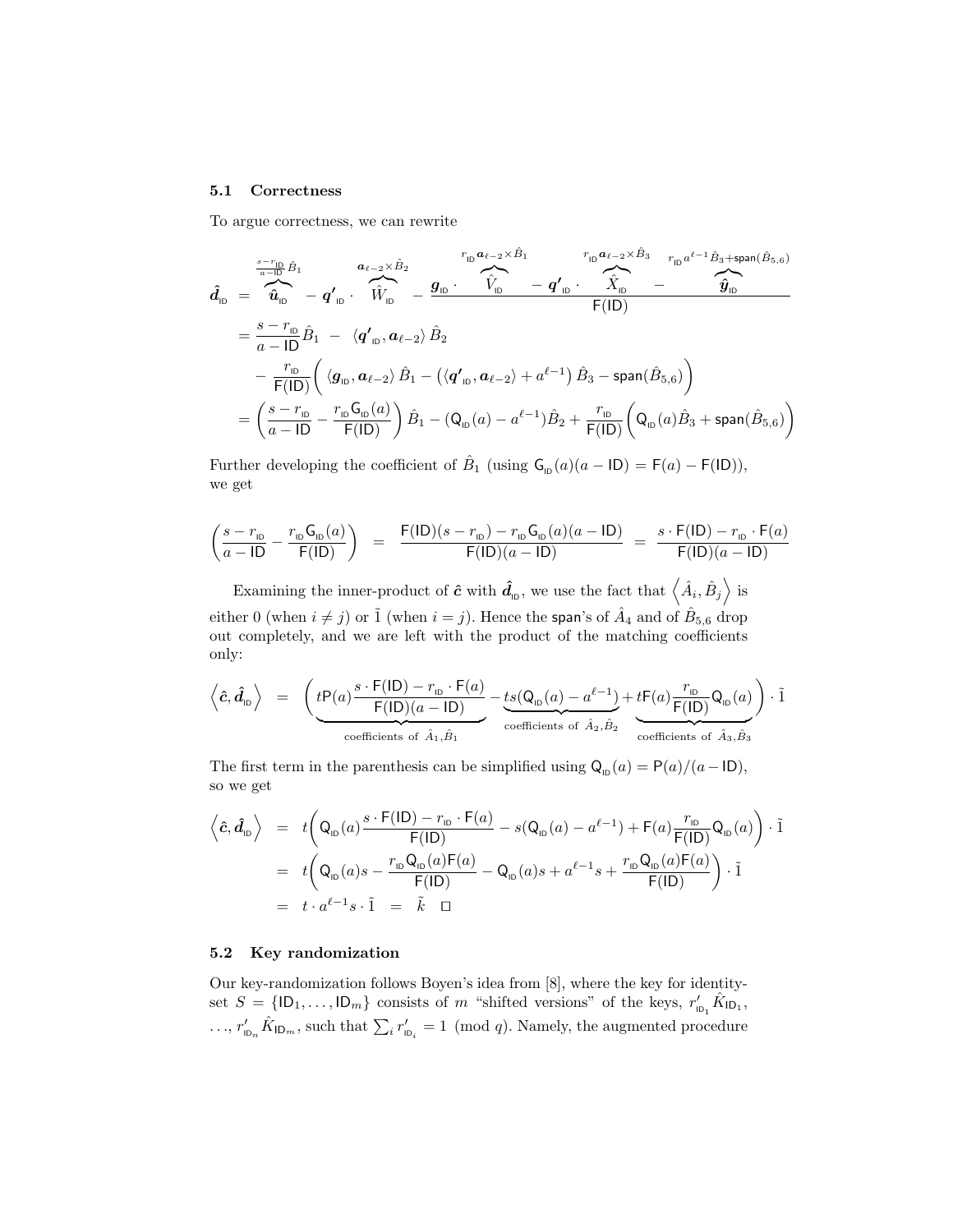### 5.1 Correctness

To argue correctness, we can rewrite

$$
\begin{aligned}
\hat{\boldsymbol{d}}_{\mathsf{ID}} &= \overbrace{\hat{\boldsymbol{u}}_{\mathsf{ID}}}^{\frac{s-r_{\mathsf{ID}}}{a-\mathsf{ID}}\hat{B}_1} - \boldsymbol{q'}_{\mathsf{ID}} \cdot \overbrace{\hat{W}_{\mathsf{ID}}}^{\boldsymbol{a}_{\ell-2}\times\hat{B}_2} - \frac{\boldsymbol{g}_{\mathsf{ID}} \cdot \overbrace{\hat{V}_{\mathsf{ID}}}^{r_{\mathsf{ID}}\boldsymbol{a}_{\ell-2}\times\hat{B}_1} - \boldsymbol{q'}_{\mathsf{ID}} \cdot \overbrace{\hat{X}_{\mathsf{ID}}}^{r_{\mathsf{ID}}\boldsymbol{a}_{\ell-2}\times\hat{B}_3} - \overbrace{\hat{\boldsymbol{y}}_{\mathsf{ID}}}^{r_{\mathsf{ID}}a^{\ell-1}\hat{B}_3+\mathsf{span}(\hat{B}_{5,6})}}{\mathsf{F}(\mathsf{ID})} \\
&= \frac{s-r_{\mathsf{ID}}}{a-\mathsf{ID}}\hat{B}_1 - \langle \boldsymbol{q'}_{\mathsf{ID}}, \boldsymbol{a}_{\ell-2}\rangle \hat{B}_2 \\
&\quad - \frac{r_{\mathsf{ID}}}{\mathsf{F}(\mathsf{ID})}\bigg( \langle \boldsymbol{g}_{\mathsf{ID}}, \boldsymbol{a}_{\ell-2}\rangle \hat{B}_1 - \left(\langle \boldsymbol{q'}_{\mathsf{ID}}, \boldsymbol{a}_{\ell-2}\rangle + a^{\ell-1}\right)\hat{B}_3 - \mathsf{span}(\hat{B}_{5,6})\bigg) \\
&= \left(\frac{s-r_{\mathsf{ID}}}{a-\mathsf{ID}} - \frac{r_{\mathsf{ID}}\mathsf{G}_{\mathsf{ID}}(a)}{\mathsf{F}(\mathsf{ID})}\right)\hat{B}_1 - (\mathsf{Q}_{\mathsf{ID}}(a) - a^{\ell-1})\hat{B}_2 + \frac{r_{\mathsf{ID}}}{\mathsf{F}(\mathsf{ID})}\bigg(\mathsf{Q}_{\mathsf{ID}}(a)\hat{B}_3 + \mathsf{span}(\hat{B}_{5,6})\bigg)
\end{aligned}
$$

Further developing the coefficient of $\hat{B}_1$ (using $\mathsf{G}_{\mathsf{ID}}(a)(a-\mathsf{ID}) = \mathsf{F}(a) - \mathsf{F}(\mathsf{ID})$), we get

$$
\left(\frac{s-r_{\mathsf{ID}}}{a-\mathsf{ID}} - \frac{r_{\mathsf{ID}}\mathsf{G}_{\mathsf{ID}}(a)}{\mathsf{F}(\mathsf{ID})}\right) = \frac{\mathsf{F}(\mathsf{ID})(s-r_{\mathsf{ID}}) - r_{\mathsf{ID}}\mathsf{G}_{\mathsf{ID}}(a)(a-\mathsf{ID})}{\mathsf{F}(\mathsf{ID})(a-\mathsf{ID})} = \frac{s\cdot\mathsf{F}(\mathsf{ID}) - r_{\mathsf{ID}}\cdot\mathsf{F}(a)}{\mathsf{F}(\mathsf{ID})(a-\mathsf{ID})}
$$

Examining the inner-product of $\hat{\boldsymbol{c}}$ with $\hat{\boldsymbol{d}}_{\mathsf{ID}}$, we use the fact that $\left\langle \hat{A}_i, \hat{B}_j \right\rangle$ is either 0 (when $i \neq j$) or $\tilde{1}$ (when $i = j$). Hence the $\mathsf{span}$'s of $\hat{A}_4$ and of $\hat{B}_{5,6}$ drop out completely, and we are left with the product of the matching coefficients only:

$$
\left\langle \hat{\boldsymbol{c}}, \hat{\boldsymbol{d}}_{\mathsf{ID}} \right\rangle = \Bigg( \underbrace{t\mathsf{P}(a)\frac{s\cdot\mathsf{F}(\mathsf{ID}) - r_{\mathsf{ID}}\cdot\mathsf{F}(a)}{\mathsf{F}(\mathsf{ID})(a-\mathsf{ID})}}_{\text{coefficients of } \hat{A}_1,\hat{B}_1} - \underbrace{ts(\mathsf{Q}_{\mathsf{ID}}(a) - a^{\ell-1})}_{\text{coefficients of } \hat{A}_2,\hat{B}_2} + \underbrace{t\mathsf{F}(a)\frac{r_{\mathsf{ID}}}{\mathsf{F}(\mathsf{ID})}\mathsf{Q}_{\mathsf{ID}}(a)}_{\text{coefficients of } \hat{A}_3,\hat{B}_3} \Bigg)\cdot\tilde{1}
$$

The first term in the parenthesis can be simplified using $\mathsf{Q}_{\mathsf{ID}}(a) = \mathsf{P}(a)/(a-\mathsf{ID})$, so we get

$$
\begin{aligned}
\left\langle \hat{\boldsymbol{c}}, \hat{\boldsymbol{d}}_{\mathsf{ID}} \right\rangle &= t\bigg(\mathsf{Q}_{\mathsf{ID}}(a)\frac{s\cdot\mathsf{F}(\mathsf{ID}) - r_{\mathsf{ID}}\cdot\mathsf{F}(a)}{\mathsf{F}(\mathsf{ID})} - s(\mathsf{Q}_{\mathsf{ID}}(a) - a^{\ell-1}) + \mathsf{F}(a)\frac{r_{\mathsf{ID}}}{\mathsf{F}(\mathsf{ID})}\mathsf{Q}_{\mathsf{ID}}(a)\bigg)\cdot\tilde{1} \\
&= t\bigg(\mathsf{Q}_{\mathsf{ID}}(a)s - \frac{r_{\mathsf{ID}}\mathsf{Q}_{\mathsf{ID}}(a)\mathsf{F}(a)}{\mathsf{F}(\mathsf{ID})} - \mathsf{Q}_{\mathsf{ID}}(a)s + a^{\ell-1}s + \frac{r_{\mathsf{ID}}\mathsf{Q}_{\mathsf{ID}}(a)\mathsf{F}(a)}{\mathsf{F}(\mathsf{ID})}\bigg)\cdot\tilde{1} \\
&= t\cdot a^{\ell-1}s\cdot\tilde{1} \;=\; \tilde{k} \quad \square
\end{aligned}
$$

### 5.2 Key randomization

Our key-randomization follows Boyen's idea from [8], where the key for identity-set $S = \{\mathsf{ID}_1, \ldots, \mathsf{ID}_m\}$ consists of $m$ "shifted versions" of the keys, $r'_{\mathsf{ID}_1}\hat{K}_{\mathsf{ID}_1}$, $\ldots$, $r'_{\mathsf{ID}_n}\hat{K}_{\mathsf{ID}_m}$, such that $\sum_i r'_{\mathsf{ID}_i} = 1 \pmod q$. Namely, the augmented procedure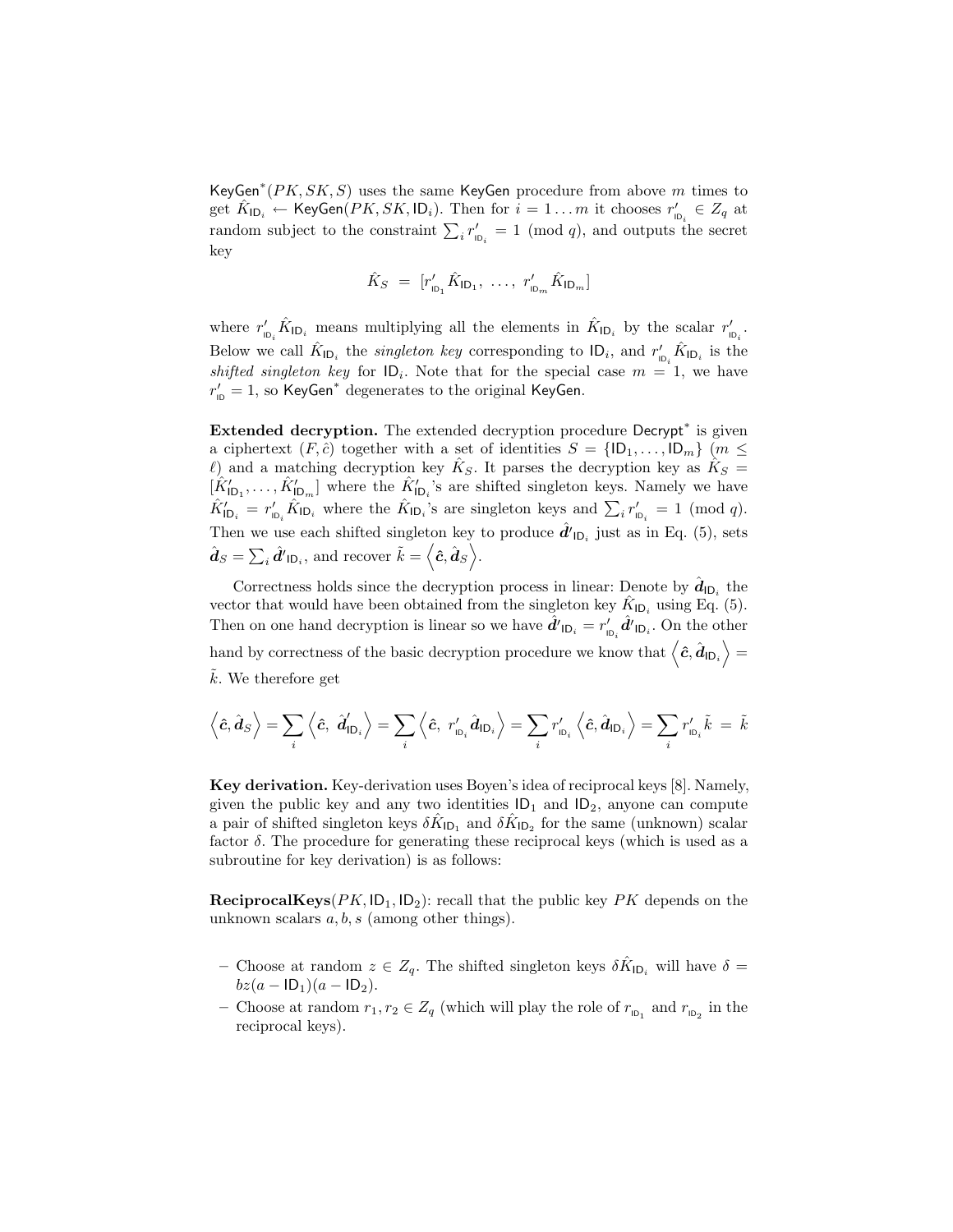$\mathsf{KeyGen}^*(PK, SK, S)$ uses the same $\mathsf{KeyGen}$ procedure from above $m$ times to get $\hat{K}_{\mathsf{ID}_i} \leftarrow \mathsf{KeyGen}(PK, SK, \mathsf{ID}_i)$. Then for $i = 1 \ldots m$ it chooses $r'_{\mathsf{ID}_i} \in Z_q$ at random subject to the constraint $\sum_i r'_{\mathsf{ID}_i} = 1 \pmod q$, and outputs the secret key

$$\hat{K}_S \;=\; [r'_{\mathsf{ID}_1}\hat{K}_{\mathsf{ID}_1},\;\ldots,\;r'_{\mathsf{ID}_m}\hat{K}_{\mathsf{ID}_m}]$$

where $r'_{\mathsf{ID}_i}\hat{K}_{\mathsf{ID}_i}$ means multiplying all the elements in $\hat{K}_{\mathsf{ID}_i}$ by the scalar $r'_{\mathsf{ID}_i}$. Below we call $\hat{K}_{\mathsf{ID}_i}$ the *singleton key* corresponding to $\mathsf{ID}_i$, and $r'_{\mathsf{ID}_i}\hat{K}_{\mathsf{ID}_i}$ is the *shifted singleton key* for $\mathsf{ID}_i$. Note that for the special case $m = 1$, we have $r'_{\mathsf{ID}} = 1$, so $\mathsf{KeyGen}^*$ degenerates to the original $\mathsf{KeyGen}$.

**Extended decryption.** The extended decryption procedure $\mathsf{Decrypt}^*$ is given a ciphertext $(F, \hat{c})$ together with a set of identities $S = \{\mathsf{ID}_1, \ldots, \mathsf{ID}_m\}$ ($m \leq \ell$) and a matching decryption key $\hat{K}_S$. It parses the decryption key as $\hat{K}_S = [\hat{K}'_{\mathsf{ID}_1}, \ldots, \hat{K}'_{\mathsf{ID}_m}]$ where the $\hat{K}'_{\mathsf{ID}_i}$'s are shifted singleton keys. Namely we have $\hat{K}'_{\mathsf{ID}_i} = r'_{\mathsf{ID}_i}\hat{K}_{\mathsf{ID}_i}$ where the $\hat{K}_{\mathsf{ID}_i}$'s are singleton keys and $\sum_i r'_{\mathsf{ID}_i} = 1 \pmod q$. Then we use each shifted singleton key to produce $\hat{\boldsymbol{d}}'_{\mathsf{ID}_i}$ just as in Eq. (5), sets $\hat{\boldsymbol{d}}_S = \sum_i \hat{\boldsymbol{d}}'_{\mathsf{ID}_i}$, and recover $\tilde{k} = \left\langle \hat{\boldsymbol{c}}, \hat{\boldsymbol{d}}_S \right\rangle$.

Correctness holds since the decryption process in linear: Denote by $\hat{\boldsymbol{d}}_{\mathsf{ID}_i}$ the vector that would have been obtained from the singleton key $\hat{K}_{\mathsf{ID}_i}$ using Eq. (5). Then on one hand decryption is linear so we have $\hat{\boldsymbol{d}}'_{\mathsf{ID}_i} = r'_{\mathsf{ID}_i}\hat{\boldsymbol{d}}'_{\mathsf{ID}_i}$. On the other hand by correctness of the basic decryption procedure we know that $\left\langle \hat{\boldsymbol{c}}, \hat{\boldsymbol{d}}_{\mathsf{ID}_i} \right\rangle = \tilde{k}$. We therefore get

$$\left\langle \hat{\boldsymbol{c}}, \hat{\boldsymbol{d}}_S \right\rangle = \sum_i \left\langle \hat{\boldsymbol{c}},\; \hat{\boldsymbol{d}}'_{\mathsf{ID}_i} \right\rangle = \sum_i \left\langle \hat{\boldsymbol{c}},\; r'_{\mathsf{ID}_i}\hat{\boldsymbol{d}}_{\mathsf{ID}_i} \right\rangle = \sum_i r'_{\mathsf{ID}_i} \left\langle \hat{\boldsymbol{c}}, \hat{\boldsymbol{d}}_{\mathsf{ID}_i} \right\rangle = \sum_i r'_{\mathsf{ID}_i}\tilde{k} \;=\; \tilde{k}$$

**Key derivation.** Key-derivation uses Boyen's idea of reciprocal keys [8]. Namely, given the public key and any two identities $\mathsf{ID}_1$ and $\mathsf{ID}_2$, anyone can compute a pair of shifted singleton keys $\delta\hat{K}_{\mathsf{ID}_1}$ and $\delta\hat{K}_{\mathsf{ID}_2}$ for the same (unknown) scalar factor $\delta$. The procedure for generating these reciprocal keys (which is used as a subroutine for key derivation) is as follows:

**ReciprocalKeys**$(PK, \mathsf{ID}_1, \mathsf{ID}_2)$: recall that the public key $PK$ depends on the unknown scalars $a, b, s$ (among other things).

- Choose at random $z \in Z_q$. The shifted singleton keys $\delta\hat{K}_{\mathsf{ID}_i}$ will have $\delta = bz(a - \mathsf{ID}_1)(a - \mathsf{ID}_2)$.
- Choose at random $r_1, r_2 \in Z_q$ (which will play the role of $r_{\mathsf{ID}_1}$ and $r_{\mathsf{ID}_2}$ in the reciprocal keys).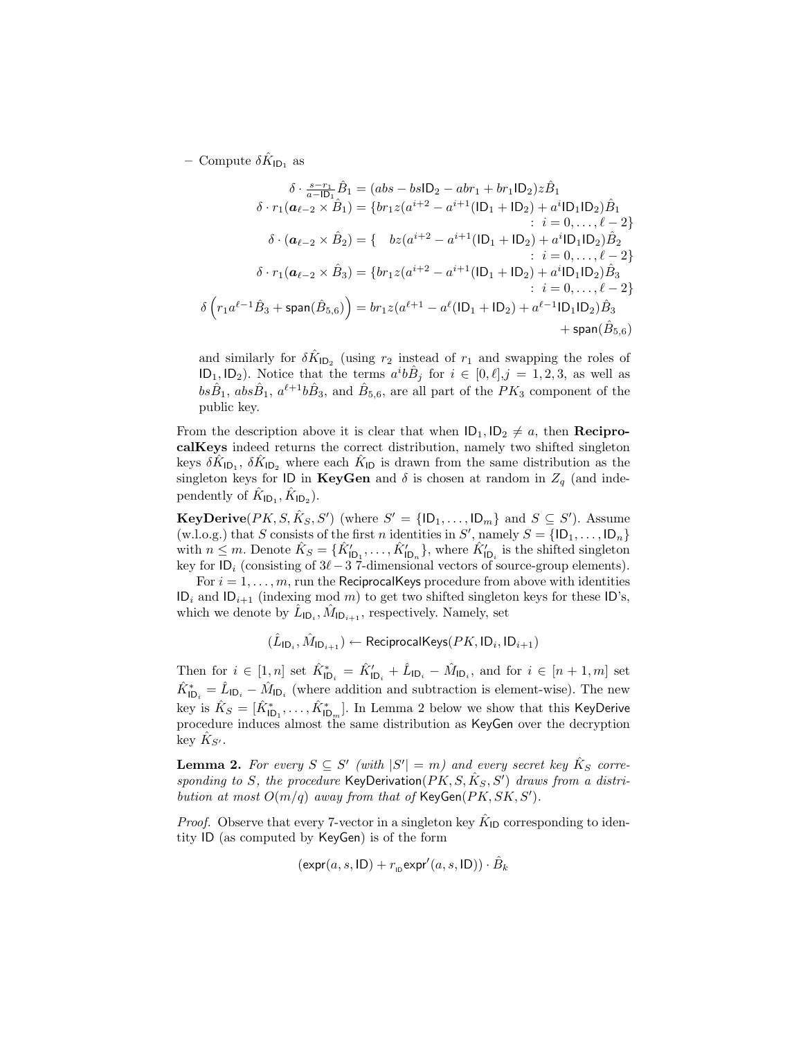– Compute $\delta \hat{K}_{\mathsf{ID}_1}$ as

$$
\begin{aligned}
\delta \cdot \tfrac{s-r_1}{a-\mathsf{ID}_1} \hat{B}_1 &= (abs - bs\mathsf{ID}_2 - abr_1 + br_1\mathsf{ID}_2) z \hat{B}_1 \\
\delta \cdot r_1(\boldsymbol{a}_{\ell-2} \times \hat{B}_1) &= \{br_1 z(a^{i+2} - a^{i+1}(\mathsf{ID}_1 + \mathsf{ID}_2) + a^i \mathsf{ID}_1\mathsf{ID}_2)\hat{B}_1 \\
&\qquad\qquad : \ i = 0, \ldots, \ell-2\} \\
\delta \cdot (\boldsymbol{a}_{\ell-2} \times \hat{B}_2) &= \{ \quad bz(a^{i+2} - a^{i+1}(\mathsf{ID}_1 + \mathsf{ID}_2) + a^i \mathsf{ID}_1\mathsf{ID}_2)\hat{B}_2 \\
&\qquad\qquad : \ i = 0, \ldots, \ell-2\} \\
\delta \cdot r_1(\boldsymbol{a}_{\ell-2} \times \hat{B}_3) &= \{br_1 z(a^{i+2} - a^{i+1}(\mathsf{ID}_1 + \mathsf{ID}_2) + a^i \mathsf{ID}_1\mathsf{ID}_2)\hat{B}_3 \\
&\qquad\qquad : \ i = 0, \ldots, \ell-2\} \\
\delta \left( r_1 a^{\ell-1} \hat{B}_3 + \mathsf{span}(\hat{B}_{5,6}) \right) &= br_1 z(a^{\ell+1} - a^{\ell}(\mathsf{ID}_1 + \mathsf{ID}_2) + a^{\ell-1}\mathsf{ID}_1\mathsf{ID}_2)\hat{B}_3 \\
&\qquad\qquad + \mathsf{span}(\hat{B}_{5,6})
\end{aligned}
$$

and similarly for $\delta \hat{K}_{\mathsf{ID}_2}$ (using $r_2$ instead of $r_1$ and swapping the roles of $\mathsf{ID}_1, \mathsf{ID}_2$). Notice that the terms $a^i b \hat{B}_j$ for $i \in [0, \ell], j = 1, 2, 3$, as well as $bs\hat{B}_1$, $abs\hat{B}_1$, $a^{\ell+1} b \hat{B}_3$, and $\hat{B}_{5,6}$, are all part of the $PK_3$ component of the public key.

From the description above it is clear that when $\mathsf{ID}_1, \mathsf{ID}_2 \neq a$, then **ReciprocalKeys** indeed returns the correct distribution, namely two shifted singleton keys $\delta \hat{K}_{\mathsf{ID}_1}$, $\delta \hat{K}_{\mathsf{ID}_2}$ where each $\hat{K}_{\mathsf{ID}}$ is drawn from the same distribution as the singleton keys for $\mathsf{ID}$ in **KeyGen** and $\delta$ is chosen at random in $Z_q$ (and independently of $\hat{K}_{\mathsf{ID}_1}, \hat{K}_{\mathsf{ID}_2}$).

**KeyDerive**$(PK, S, \hat{K}_S, S')$ (where $S' = \{\mathsf{ID}_1, \ldots, \mathsf{ID}_m\}$ and $S \subseteq S'$). Assume (w.l.o.g.) that $S$ consists of the first $n$ identities in $S'$, namely $S = \{\mathsf{ID}_1, \ldots, \mathsf{ID}_n\}$ with $n \leq m$. Denote $\hat{K}_S = \{\hat{K}'_{\mathsf{ID}_1}, \ldots, \hat{K}'_{\mathsf{ID}_n}\}$, where $\hat{K}'_{\mathsf{ID}_i}$ is the shifted singleton key for $\mathsf{ID}_i$ (consisting of $3\ell - 3$ 7-dimensional vectors of source-group elements).

For $i = 1, \ldots, m$, run the ReciprocalKeys procedure from above with identities $\mathsf{ID}_i$ and $\mathsf{ID}_{i+1}$ (indexing mod $m$) to get two shifted singleton keys for these ID's, which we denote by $\hat{L}_{\mathsf{ID}_i}, \hat{M}_{\mathsf{ID}_{i+1}}$, respectively. Namely, set

$$(\hat{L}_{\mathsf{ID}_i}, \hat{M}_{\mathsf{ID}_{i+1}}) \leftarrow \mathsf{ReciprocalKeys}(PK, \mathsf{ID}_i, \mathsf{ID}_{i+1})$$

Then for $i \in [1, n]$ set $\hat{K}^*_{\mathsf{ID}_i} = \hat{K}'_{\mathsf{ID}_i} + \hat{L}_{\mathsf{ID}_i} - \hat{M}_{\mathsf{ID}_i}$, and for $i \in [n+1, m]$ set $\hat{K}^*_{\mathsf{ID}_i} = \hat{L}_{\mathsf{ID}_i} - \hat{M}_{\mathsf{ID}_i}$ (where addition and subtraction is element-wise). The new key is $\hat{K}_S = [\hat{K}^*_{\mathsf{ID}_1}, \ldots, \hat{K}^*_{\mathsf{ID}_m}]$. In Lemma 2 below we show that this KeyDerive procedure induces almost the same distribution as KeyGen over the decryption key $\hat{K}_{S'}$.

**Lemma 2.** *For every $S \subseteq S'$ (with $|S'| = m$) and every secret key $\hat{K}_S$ corresponding to $S$, the procedure* $\mathsf{KeyDerivation}(PK, S, \hat{K}_S, S')$ *draws from a distribution at most $O(m/q)$ away from that of* $\mathsf{KeyGen}(PK, SK, S')$.

*Proof.* Observe that every 7-vector in a singleton key $\hat{K}_{\mathsf{ID}}$ corresponding to identity ID (as computed by KeyGen) is of the form

$$(\mathsf{expr}(a, s, \mathsf{ID}) + r_{\mathsf{ID}} \mathsf{expr}'(a, s, \mathsf{ID})) \cdot \hat{B}_k$$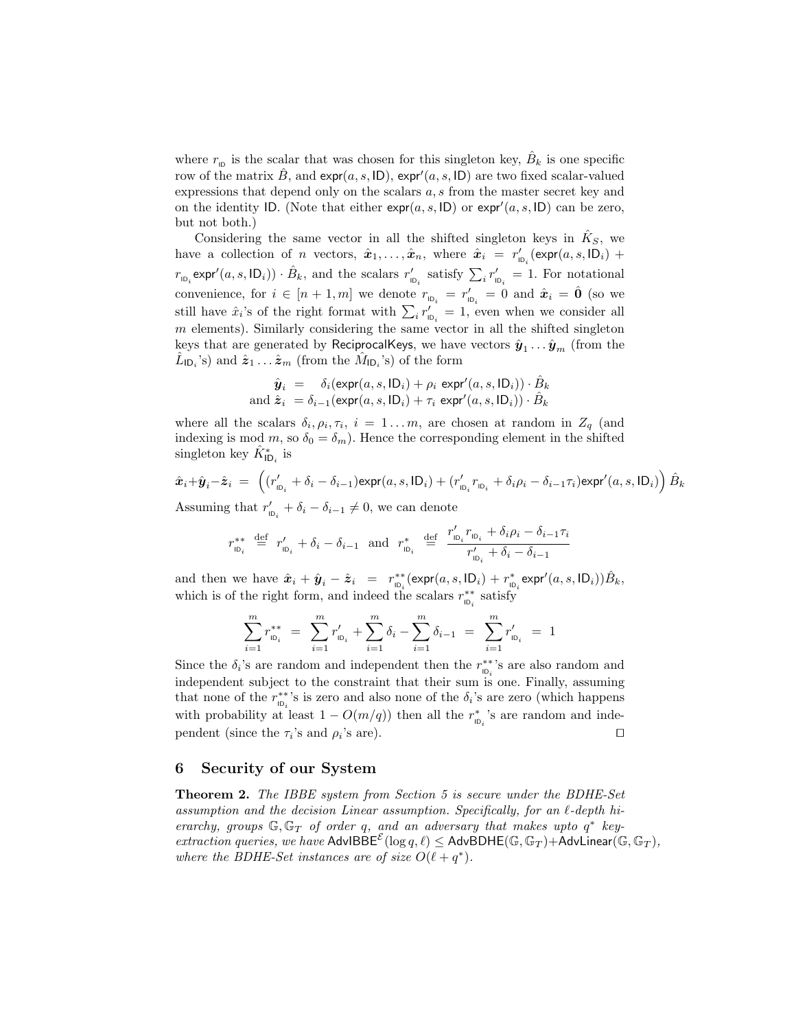where $r_{\mathsf{ID}}$ is the scalar that was chosen for this singleton key, $\hat{B}_k$ is one specific row of the matrix $\hat{B}$, and $\mathsf{expr}(a, s, \mathsf{ID})$, $\mathsf{expr}'(a, s, \mathsf{ID})$ are two fixed scalar-valued expressions that depend only on the scalars $a, s$ from the master secret key and on the identity ID. (Note that either $\mathsf{expr}(a, s, \mathsf{ID})$ or $\mathsf{expr}'(a, s, \mathsf{ID})$ can be zero, but not both.)

Considering the same vector in all the shifted singleton keys in $\hat{K}_S$, we have a collection of $n$ vectors, $\hat{\boldsymbol{x}}_1, \ldots, \hat{\boldsymbol{x}}_n$, where $\hat{\boldsymbol{x}}_i = r'_{\mathsf{ID}_i}(\mathsf{expr}(a, s, \mathsf{ID}_i) + r_{\mathsf{ID}_i}\mathsf{expr}'(a, s, \mathsf{ID}_i)) \cdot \hat{B}_k$, and the scalars $r'_{\mathsf{ID}_i}$ satisfy $\sum_i r'_{\mathsf{ID}_i} = 1$. For notational convenience, for $i \in [n+1, m]$ we denote $r_{\mathsf{ID}_i} = r'_{\mathsf{ID}_i} = 0$ and $\hat{\boldsymbol{x}}_i = \hat{\boldsymbol{0}}$ (so we still have $\hat{x}_i$'s of the right format with $\sum_i r'_{\mathsf{ID}_i} = 1$, even when we consider all $m$ elements). Similarly considering the same vector in all the shifted singleton keys that are generated by ReciprocalKeys, we have vectors $\hat{\boldsymbol{y}}_1 \ldots \hat{\boldsymbol{y}}_m$ (from the $\hat{L}_{\mathsf{ID}_i}$'s) and $\hat{\boldsymbol{z}}_1 \ldots \hat{\boldsymbol{z}}_m$ (from the $\hat{M}_{\mathsf{ID}_i}$'s) of the form

$$\begin{aligned} \hat{\boldsymbol{y}}_i \;&=\; \delta_i(\mathsf{expr}(a, s, \mathsf{ID}_i) + \rho_i\ \mathsf{expr}'(a, s, \mathsf{ID}_i)) \cdot \hat{B}_k \\ \text{and } \hat{\boldsymbol{z}}_i \;&=\; \delta_{i-1}(\mathsf{expr}(a, s, \mathsf{ID}_i) + \tau_i\ \mathsf{expr}'(a, s, \mathsf{ID}_i)) \cdot \hat{B}_k \end{aligned}$$

where all the scalars $\delta_i, \rho_i, \tau_i$, $i = 1 \ldots m$, are chosen at random in $Z_q$ (and indexing is mod $m$, so $\delta_0 = \delta_m$). Hence the corresponding element in the shifted singleton key $\hat{K}^*_{\mathsf{ID}_i}$ is

$$\hat{\boldsymbol{x}}_i + \hat{\boldsymbol{y}}_i - \hat{\boldsymbol{z}}_i \;=\; \Big((r'_{\mathsf{ID}_i} + \delta_i - \delta_{i-1})\mathsf{expr}(a, s, \mathsf{ID}_i) + (r'_{\mathsf{ID}_i} r_{\mathsf{ID}_i} + \delta_i\rho_i - \delta_{i-1}\tau_i)\mathsf{expr}'(a, s, \mathsf{ID}_i)\Big)\,\hat{B}_k$$

Assuming that $r'_{\mathsf{ID}_i} + \delta_i - \delta_{i-1} \neq 0$, we can denote

$$r^{**}_{\mathsf{ID}_i} \;\stackrel{\text{def}}{=}\; r'_{\mathsf{ID}_i} + \delta_i - \delta_{i-1} \quad \text{and} \quad r^{*}_{\mathsf{ID}_i} \;\stackrel{\text{def}}{=}\; \frac{r'_{\mathsf{ID}_i} r_{\mathsf{ID}_i} + \delta_i\rho_i - \delta_{i-1}\tau_i}{r'_{\mathsf{ID}_i} + \delta_i - \delta_{i-1}}$$

and then we have $\hat{\boldsymbol{x}}_i + \hat{\boldsymbol{y}}_i - \hat{\boldsymbol{z}}_i \;=\; r^{**}_{\mathsf{ID}_i}(\mathsf{expr}(a, s, \mathsf{ID}_i) + r^{*}_{\mathsf{ID}_i}\mathsf{expr}'(a, s, \mathsf{ID}_i))\hat{B}_k$, which is of the right form, and indeed the scalars $r^{**}_{\mathsf{ID}_i}$ satisfy

$$\sum_{i=1}^{m} r^{**}_{\mathsf{ID}_i} \;=\; \sum_{i=1}^{m} r'_{\mathsf{ID}_i} + \sum_{i=1}^{m} \delta_i - \sum_{i=1}^{m} \delta_{i-1} \;=\; \sum_{i=1}^{m} r'_{\mathsf{ID}_i} \;=\; 1$$

Since the $\delta_i$'s are random and independent then the $r^{**}_{\mathsf{ID}_i}$'s are also random and independent subject to the constraint that their sum is one. Finally, assuming that none of the $r^{**}_{\mathsf{ID}_i}$'s is zero and also none of the $\delta_i$'s are zero (which happens with probability at least $1 - O(m/q)$) then all the $r^{*}_{\mathsf{ID}_i}$'s are random and independent (since the $\tau_i$'s and $\rho_i$'s are). □

## 6 Security of our System

**Theorem 2.** *The IBBE system from Section 5 is secure under the BDHE-Set assumption and the decision Linear assumption. Specifically, for an $\ell$-depth hierarchy, groups $\mathbb{G}, \mathbb{G}_T$ of order $q$, and an adversary that makes upto $q^*$ key-extraction queries, we have $\mathsf{AdvIBBE}^{\mathcal{E}}(\log q, \ell) \leq \mathsf{AdvBDHE}(\mathbb{G}, \mathbb{G}_T) + \mathsf{AdvLinear}(\mathbb{G}, \mathbb{G}_T)$, where the BDHE-Set instances are of size $O(\ell + q^*)$.*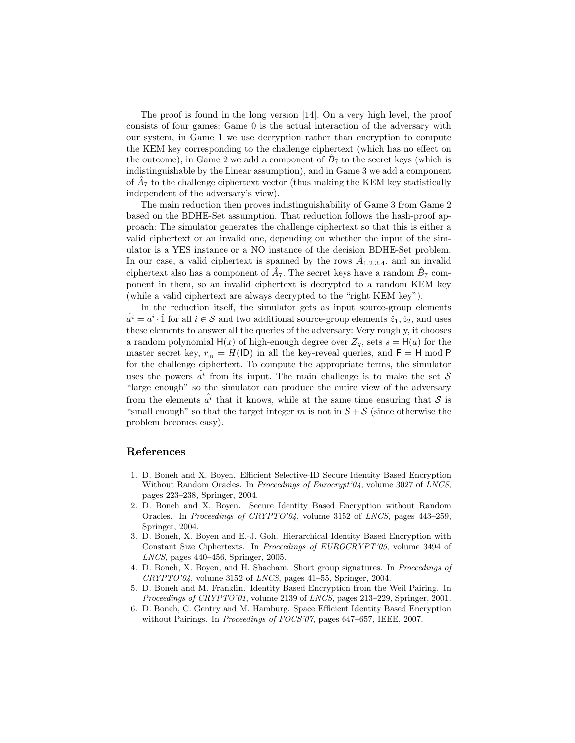The proof is found in the long version [14]. On a very high level, the proof consists of four games: Game 0 is the actual interaction of the adversary with our system, in Game 1 we use decryption rather than encryption to compute the KEM key corresponding to the challenge ciphertext (which has no effect on the outcome), in Game 2 we add a component of $\hat{B}_7$ to the secret keys (which is indistinguishable by the Linear assumption), and in Game 3 we add a component of $\hat{A}_7$ to the challenge ciphertext vector (thus making the KEM key statistically independent of the adversary's view).

The main reduction then proves indistinguishability of Game 3 from Game 2 based on the BDHE-Set assumption. That reduction follows the hash-proof approach: The simulator generates the challenge ciphertext so that this is either a valid ciphertext or an invalid one, depending on whether the input of the simulator is a YES instance or a NO instance of the decision BDHE-Set problem. In our case, a valid ciphertext is spanned by the rows $\hat{A}_{1,2,3,4}$, and an invalid ciphertext also has a component of $\hat{A}_7$. The secret keys have a random $\hat{B}_7$ component in them, so an invalid ciphertext is decrypted to a random KEM key (while a valid ciphertext are always decrypted to the "right KEM key").

In the reduction itself, the simulator gets as input source-group elements $\hat{a^i} = a^i \cdot \hat{1}$ for all $i \in \mathcal{S}$ and two additional source-group elements $\hat{z}_1, \hat{z}_2$, and uses these elements to answer all the queries of the adversary: Very roughly, it chooses a random polynomial $\mathsf{H}(x)$ of high-enough degree over $Z_q$, sets $s = \mathsf{H}(a)$ for the master secret key, $r_{\mathsf{ID}} = H(\mathsf{ID})$ in all the key-reveal queries, and $\mathsf{F} = \mathsf{H} \bmod \mathsf{P}$ for the challenge ciphertext. To compute the appropriate terms, the simulator uses the powers $\hat{a^i}$ from its input. The main challenge is to make the set $\mathcal{S}$ "large enough" so the simulator can produce the entire view of the adversary from the elements $\hat{a^i}$ that it knows, while at the same time ensuring that $\mathcal{S}$ is "small enough" so that the target integer $m$ is not in $\mathcal{S} + \mathcal{S}$ (since otherwise the problem becomes easy).

## References

1. D. Boneh and X. Boyen. Efficient Selective-ID Secure Identity Based Encryption Without Random Oracles. In *Proceedings of Eurocrypt'04*, volume 3027 of *LNCS*, pages 223–238, Springer, 2004.
2. D. Boneh and X. Boyen. Secure Identity Based Encryption without Random Oracles. In *Proceedings of CRYPTO'04*, volume 3152 of *LNCS*, pages 443–259, Springer, 2004.
3. D. Boneh, X. Boyen and E.-J. Goh. Hierarchical Identity Based Encryption with Constant Size Ciphertexts. In *Proceedings of EUROCRYPT'05*, volume 3494 of *LNCS*, pages 440–456, Springer, 2005.
4. D. Boneh, X. Boyen, and H. Shacham. Short group signatures. In *Proceedings of CRYPTO'04*, volume 3152 of *LNCS*, pages 41–55, Springer, 2004.
5. D. Boneh and M. Franklin. Identity Based Encryption from the Weil Pairing. In *Proceedings of CRYPTO'01*, volume 2139 of *LNCS*, pages 213–229, Springer, 2001.
6. D. Boneh, C. Gentry and M. Hamburg. Space Efficient Identity Based Encryption without Pairings. In *Proceedings of FOCS'07*, pages 647–657, IEEE, 2007.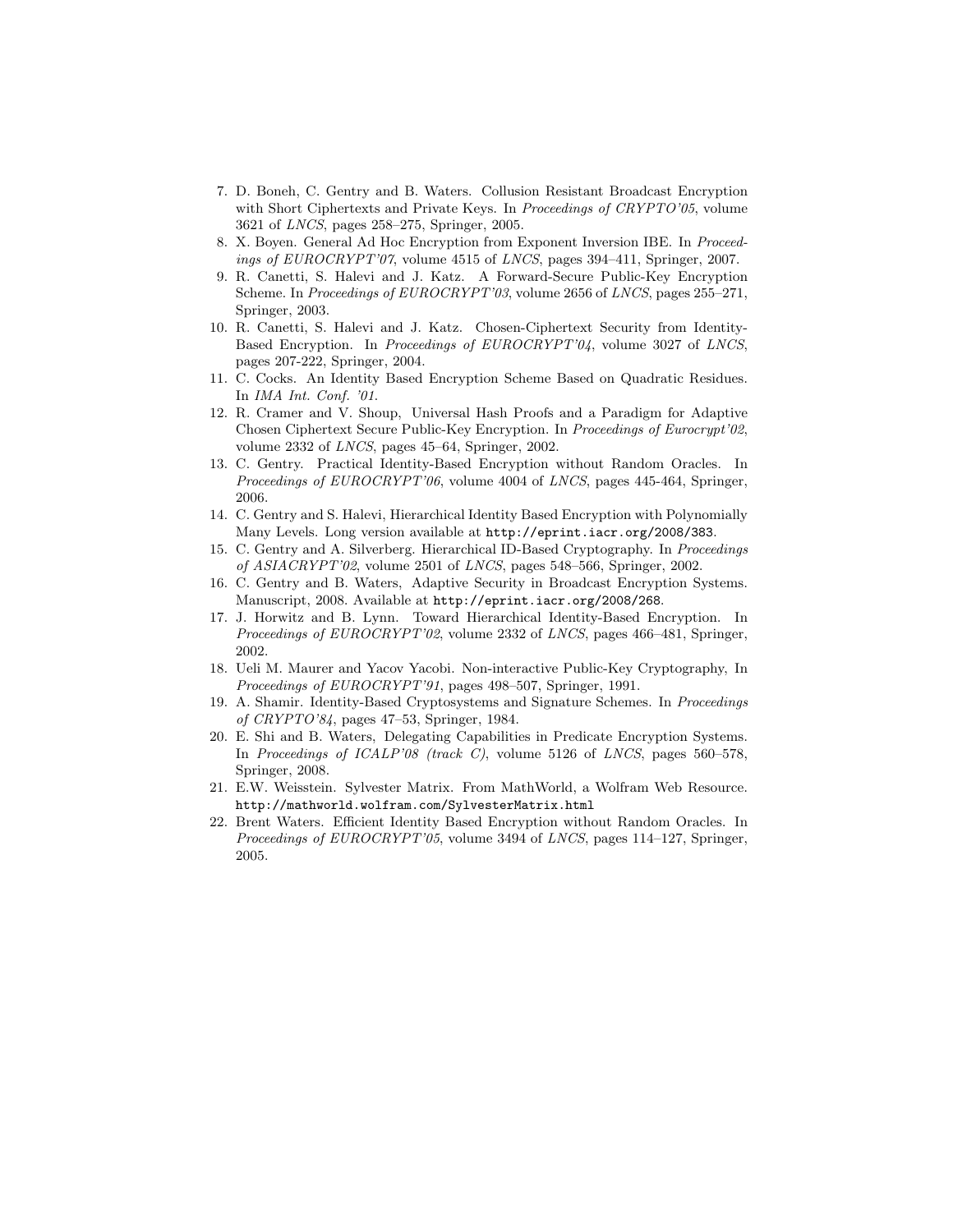7. D. Boneh, C. Gentry and B. Waters. Collusion Resistant Broadcast Encryption with Short Ciphertexts and Private Keys. In *Proceedings of CRYPTO'05*, volume 3621 of *LNCS*, pages 258–275, Springer, 2005.
8. X. Boyen. General Ad Hoc Encryption from Exponent Inversion IBE. In *Proceedings of EUROCRYPT'07*, volume 4515 of *LNCS*, pages 394–411, Springer, 2007.
9. R. Canetti, S. Halevi and J. Katz. A Forward-Secure Public-Key Encryption Scheme. In *Proceedings of EUROCRYPT'03*, volume 2656 of *LNCS*, pages 255–271, Springer, 2003.
10. R. Canetti, S. Halevi and J. Katz. Chosen-Ciphertext Security from Identity-Based Encryption. In *Proceedings of EUROCRYPT'04*, volume 3027 of *LNCS*, pages 207-222, Springer, 2004.
11. C. Cocks. An Identity Based Encryption Scheme Based on Quadratic Residues. In *IMA Int. Conf. '01*.
12. R. Cramer and V. Shoup, Universal Hash Proofs and a Paradigm for Adaptive Chosen Ciphertext Secure Public-Key Encryption. In *Proceedings of Eurocrypt'02*, volume 2332 of *LNCS*, pages 45–64, Springer, 2002.
13. C. Gentry. Practical Identity-Based Encryption without Random Oracles. In *Proceedings of EUROCRYPT'06*, volume 4004 of *LNCS*, pages 445-464, Springer, 2006.
14. C. Gentry and S. Halevi, Hierarchical Identity Based Encryption with Polynomially Many Levels. Long version available at `http://eprint.iacr.org/2008/383`.
15. C. Gentry and A. Silverberg. Hierarchical ID-Based Cryptography. In *Proceedings of ASIACRYPT'02*, volume 2501 of *LNCS*, pages 548–566, Springer, 2002.
16. C. Gentry and B. Waters, Adaptive Security in Broadcast Encryption Systems. Manuscript, 2008. Available at `http://eprint.iacr.org/2008/268`.
17. J. Horwitz and B. Lynn. Toward Hierarchical Identity-Based Encryption. In *Proceedings of EUROCRYPT'02*, volume 2332 of *LNCS*, pages 466–481, Springer, 2002.
18. Ueli M. Maurer and Yacov Yacobi. Non-interactive Public-Key Cryptography, In *Proceedings of EUROCRYPT'91*, pages 498–507, Springer, 1991.
19. A. Shamir. Identity-Based Cryptosystems and Signature Schemes. In *Proceedings of CRYPTO'84*, pages 47–53, Springer, 1984.
20. E. Shi and B. Waters, Delegating Capabilities in Predicate Encryption Systems. In *Proceedings of ICALP'08 (track C)*, volume 5126 of *LNCS*, pages 560–578, Springer, 2008.
21. E.W. Weisstein. Sylvester Matrix. From MathWorld, a Wolfram Web Resource. `http://mathworld.wolfram.com/SylvesterMatrix.html`
22. Brent Waters. Efficient Identity Based Encryption without Random Oracles. In *Proceedings of EUROCRYPT'05*, volume 3494 of *LNCS*, pages 114–127, Springer, 2005.